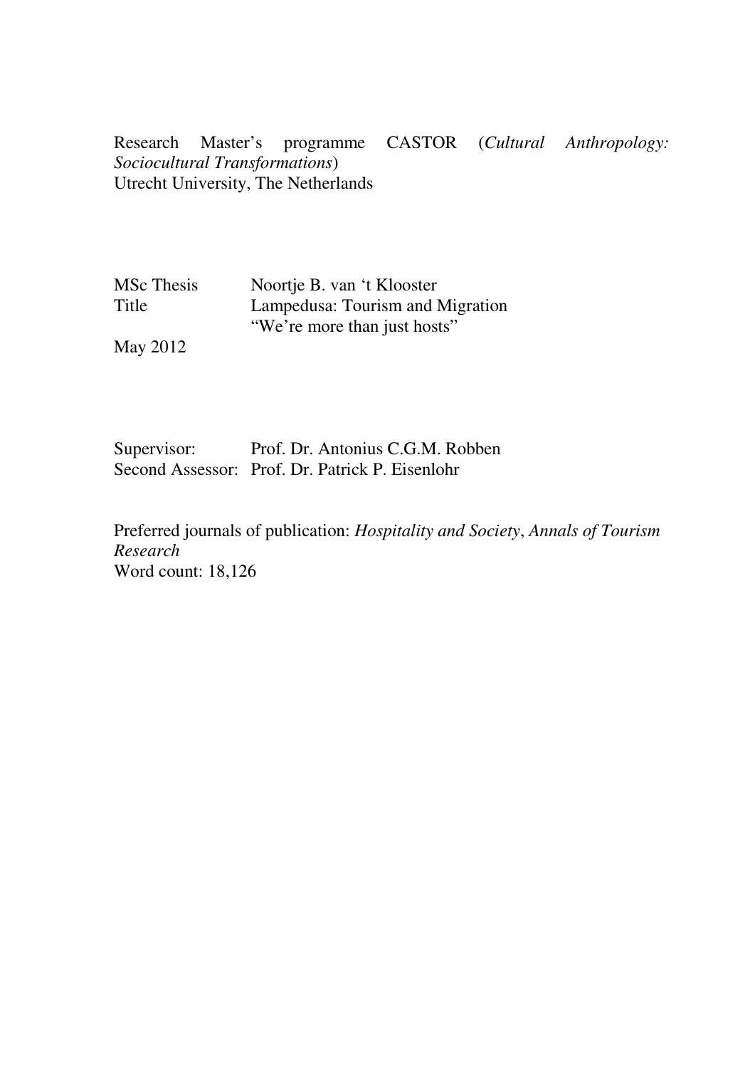Research Master's programme CASTOR (*Cultural Anthropology: Sociocultural Transformations*)
Utrecht University, The Netherlands

MSc Thesis Noortje B. van 't Klooster
Title Lampedusa: Tourism and Migration
"We're more than just hosts"
May 2012

Supervisor: Prof. Dr. Antonius C.G.M. Robben
Second Assessor: Prof. Dr. Patrick P. Eisenlohr

Preferred journals of publication: *Hospitality and Society*, *Annals of Tourism Research*
Word count: 18,126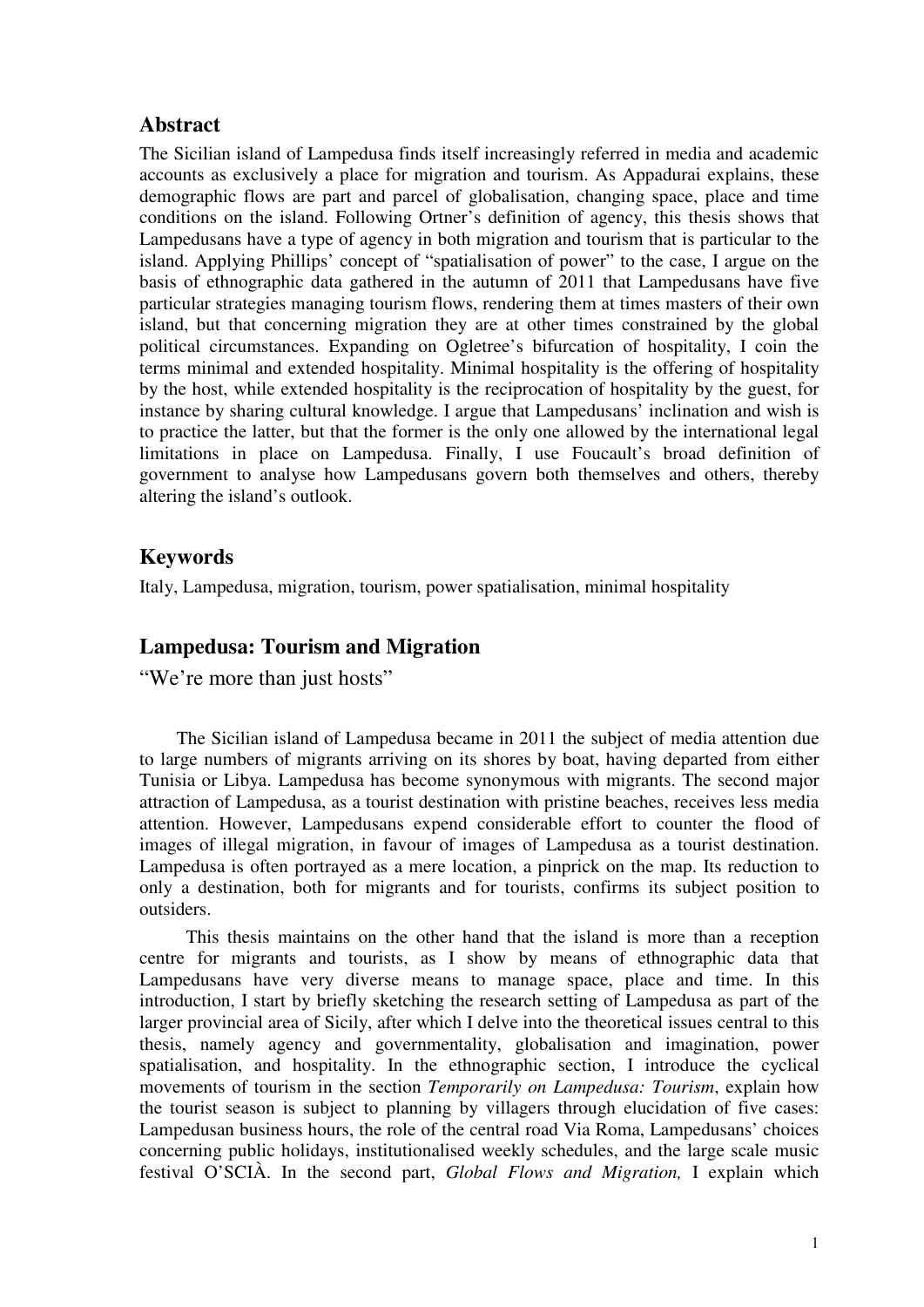## Abstract

The Sicilian island of Lampedusa finds itself increasingly referred in media and academic accounts as exclusively a place for migration and tourism. As Appadurai explains, these demographic flows are part and parcel of globalisation, changing space, place and time conditions on the island. Following Ortner's definition of agency, this thesis shows that Lampedusans have a type of agency in both migration and tourism that is particular to the island. Applying Phillips' concept of "spatialisation of power" to the case, I argue on the basis of ethnographic data gathered in the autumn of 2011 that Lampedusans have five particular strategies managing tourism flows, rendering them at times masters of their own island, but that concerning migration they are at other times constrained by the global political circumstances. Expanding on Ogletree's bifurcation of hospitality, I coin the terms minimal and extended hospitality. Minimal hospitality is the offering of hospitality by the host, while extended hospitality is the reciprocation of hospitality by the guest, for instance by sharing cultural knowledge. I argue that Lampedusans' inclination and wish is to practice the latter, but that the former is the only one allowed by the international legal limitations in place on Lampedusa. Finally, I use Foucault's broad definition of government to analyse how Lampedusans govern both themselves and others, thereby altering the island's outlook.

## Keywords

Italy, Lampedusa, migration, tourism, power spatialisation, minimal hospitality

## Lampedusa: Tourism and Migration

"We're more than just hosts"

The Sicilian island of Lampedusa became in 2011 the subject of media attention due to large numbers of migrants arriving on its shores by boat, having departed from either Tunisia or Libya. Lampedusa has become synonymous with migrants. The second major attraction of Lampedusa, as a tourist destination with pristine beaches, receives less media attention. However, Lampedusans expend considerable effort to counter the flood of images of illegal migration, in favour of images of Lampedusa as a tourist destination. Lampedusa is often portrayed as a mere location, a pinprick on the map. Its reduction to only a destination, both for migrants and for tourists, confirms its subject position to outsiders.

This thesis maintains on the other hand that the island is more than a reception centre for migrants and tourists, as I show by means of ethnographic data that Lampedusans have very diverse means to manage space, place and time. In this introduction, I start by briefly sketching the research setting of Lampedusa as part of the larger provincial area of Sicily, after which I delve into the theoretical issues central to this thesis, namely agency and governmentality, globalisation and imagination, power spatialisation, and hospitality. In the ethnographic section, I introduce the cyclical movements of tourism in the section *Temporarily on Lampedusa: Tourism*, explain how the tourist season is subject to planning by villagers through elucidation of five cases: Lampedusan business hours, the role of the central road Via Roma, Lampedusans' choices concerning public holidays, institutionalised weekly schedules, and the large scale music festival O'SCIÀ. In the second part, *Global Flows and Migration,* I explain which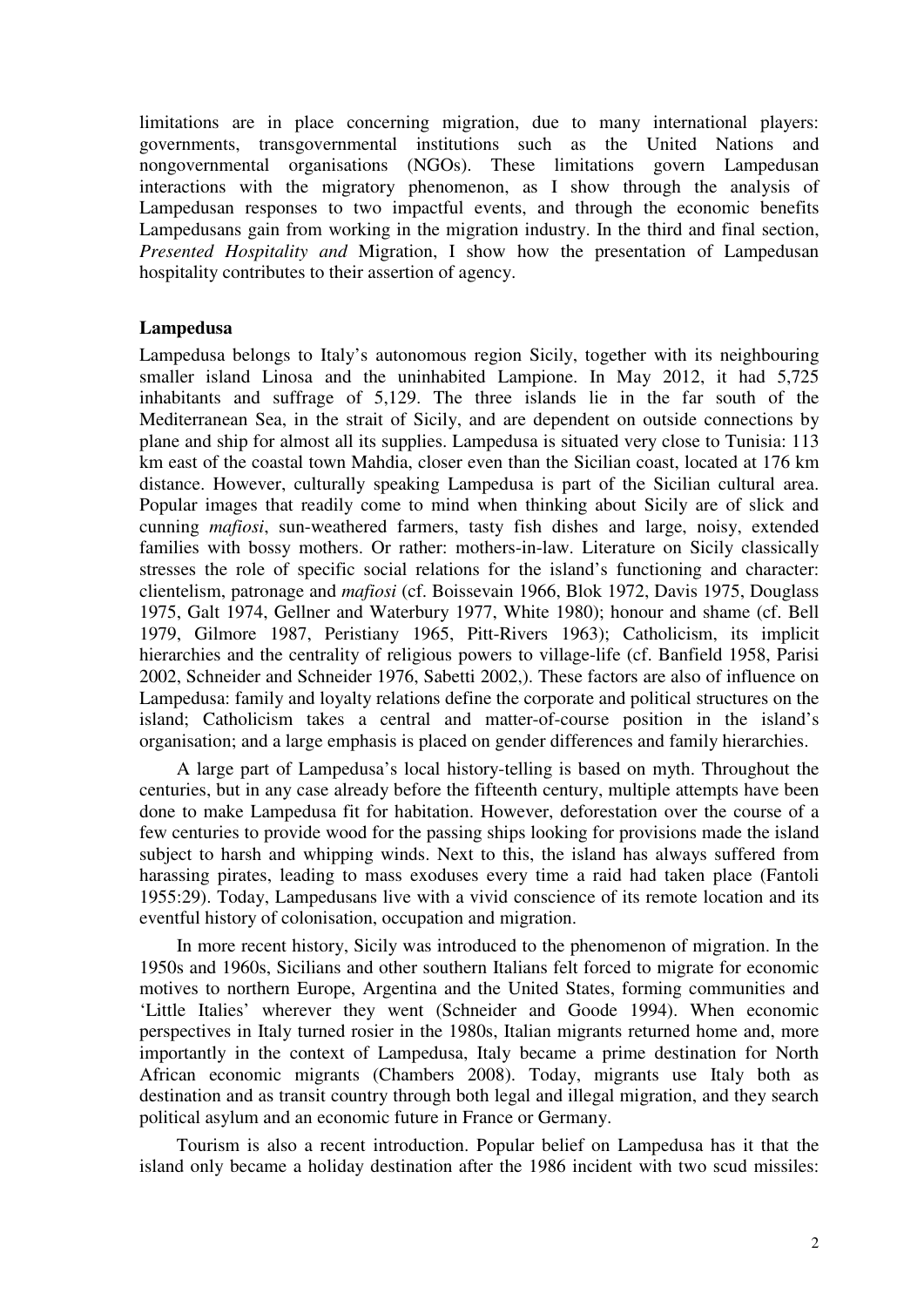limitations are in place concerning migration, due to many international players: governments, transgovernmental institutions such as the United Nations and nongovernmental organisations (NGOs). These limitations govern Lampedusan interactions with the migratory phenomenon, as I show through the analysis of Lampedusan responses to two impactful events, and through the economic benefits Lampedusans gain from working in the migration industry. In the third and final section, *Presented Hospitality and* Migration, I show how the presentation of Lampedusan hospitality contributes to their assertion of agency.

## Lampedusa

Lampedusa belongs to Italy's autonomous region Sicily, together with its neighbouring smaller island Linosa and the uninhabited Lampione. In May 2012, it had 5,725 inhabitants and suffrage of 5,129. The three islands lie in the far south of the Mediterranean Sea, in the strait of Sicily, and are dependent on outside connections by plane and ship for almost all its supplies. Lampedusa is situated very close to Tunisia: 113 km east of the coastal town Mahdia, closer even than the Sicilian coast, located at 176 km distance. However, culturally speaking Lampedusa is part of the Sicilian cultural area. Popular images that readily come to mind when thinking about Sicily are of slick and cunning *mafiosi*, sun-weathered farmers, tasty fish dishes and large, noisy, extended families with bossy mothers. Or rather: mothers-in-law. Literature on Sicily classically stresses the role of specific social relations for the island's functioning and character: clientelism, patronage and *mafiosi* (cf. Boissevain 1966, Blok 1972, Davis 1975, Douglass 1975, Galt 1974, Gellner and Waterbury 1977, White 1980); honour and shame (cf. Bell 1979, Gilmore 1987, Peristiany 1965, Pitt-Rivers 1963); Catholicism, its implicit hierarchies and the centrality of religious powers to village-life (cf. Banfield 1958, Parisi 2002, Schneider and Schneider 1976, Sabetti 2002,). These factors are also of influence on Lampedusa: family and loyalty relations define the corporate and political structures on the island; Catholicism takes a central and matter-of-course position in the island's organisation; and a large emphasis is placed on gender differences and family hierarchies.

A large part of Lampedusa's local history-telling is based on myth. Throughout the centuries, but in any case already before the fifteenth century, multiple attempts have been done to make Lampedusa fit for habitation. However, deforestation over the course of a few centuries to provide wood for the passing ships looking for provisions made the island subject to harsh and whipping winds. Next to this, the island has always suffered from harassing pirates, leading to mass exoduses every time a raid had taken place (Fantoli 1955:29). Today, Lampedusans live with a vivid conscience of its remote location and its eventful history of colonisation, occupation and migration.

In more recent history, Sicily was introduced to the phenomenon of migration. In the 1950s and 1960s, Sicilians and other southern Italians felt forced to migrate for economic motives to northern Europe, Argentina and the United States, forming communities and 'Little Italies' wherever they went (Schneider and Goode 1994). When economic perspectives in Italy turned rosier in the 1980s, Italian migrants returned home and, more importantly in the context of Lampedusa, Italy became a prime destination for North African economic migrants (Chambers 2008). Today, migrants use Italy both as destination and as transit country through both legal and illegal migration, and they search political asylum and an economic future in France or Germany.

Tourism is also a recent introduction. Popular belief on Lampedusa has it that the island only became a holiday destination after the 1986 incident with two scud missiles: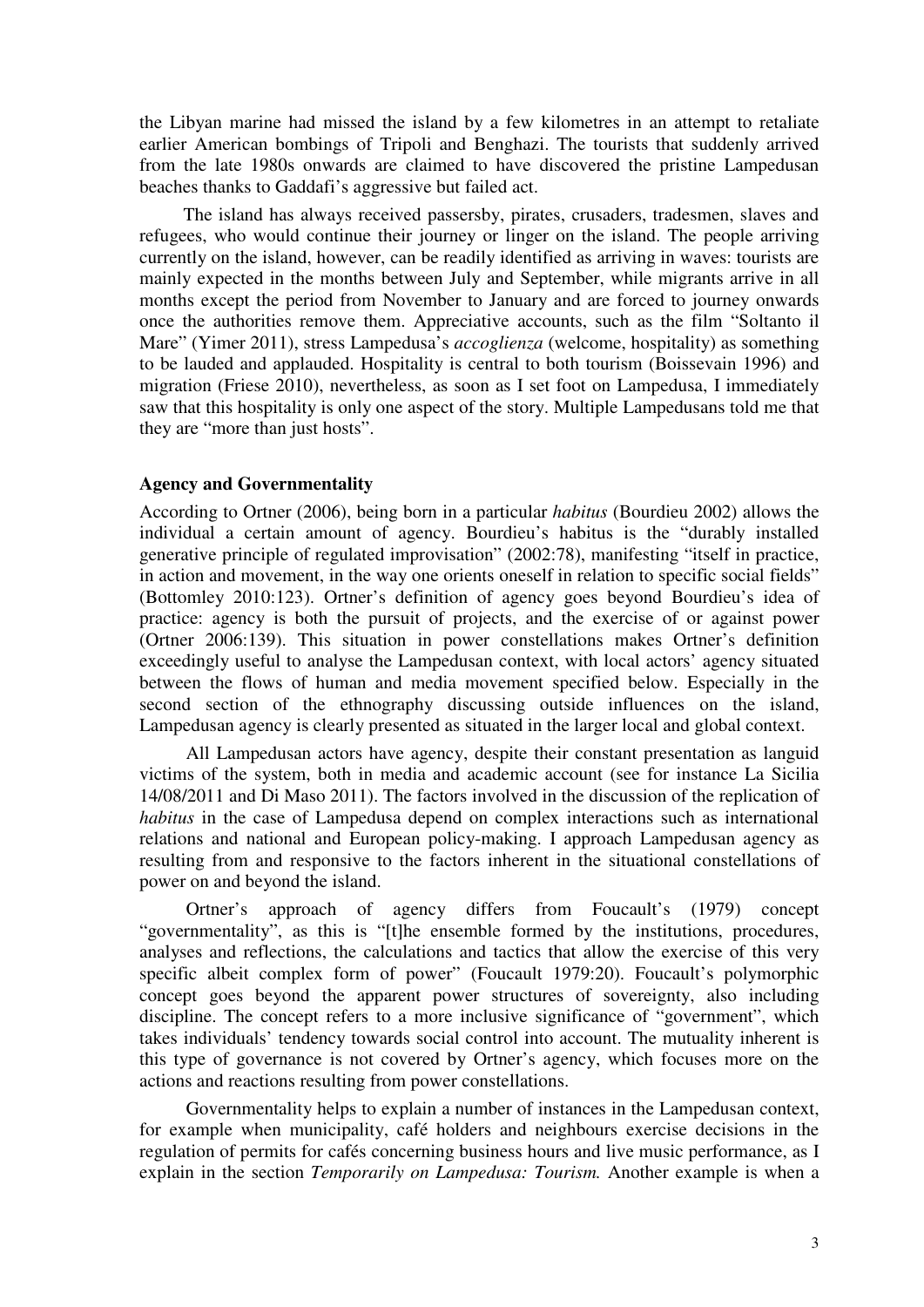the Libyan marine had missed the island by a few kilometres in an attempt to retaliate earlier American bombings of Tripoli and Benghazi. The tourists that suddenly arrived from the late 1980s onwards are claimed to have discovered the pristine Lampedusan beaches thanks to Gaddafi's aggressive but failed act.

The island has always received passersby, pirates, crusaders, tradesmen, slaves and refugees, who would continue their journey or linger on the island. The people arriving currently on the island, however, can be readily identified as arriving in waves: tourists are mainly expected in the months between July and September, while migrants arrive in all months except the period from November to January and are forced to journey onwards once the authorities remove them. Appreciative accounts, such as the film "Soltanto il Mare" (Yimer 2011), stress Lampedusa's *accoglienza* (welcome, hospitality) as something to be lauded and applauded. Hospitality is central to both tourism (Boissevain 1996) and migration (Friese 2010), nevertheless, as soon as I set foot on Lampedusa, I immediately saw that this hospitality is only one aspect of the story. Multiple Lampedusans told me that they are "more than just hosts".

## Agency and Governmentality

According to Ortner (2006), being born in a particular *habitus* (Bourdieu 2002) allows the individual a certain amount of agency. Bourdieu's habitus is the "durably installed generative principle of regulated improvisation" (2002:78), manifesting "itself in practice, in action and movement, in the way one orients oneself in relation to specific social fields" (Bottomley 2010:123). Ortner's definition of agency goes beyond Bourdieu's idea of practice: agency is both the pursuit of projects, and the exercise of or against power (Ortner 2006:139). This situation in power constellations makes Ortner's definition exceedingly useful to analyse the Lampedusan context, with local actors' agency situated between the flows of human and media movement specified below. Especially in the second section of the ethnography discussing outside influences on the island, Lampedusan agency is clearly presented as situated in the larger local and global context.

All Lampedusan actors have agency, despite their constant presentation as languid victims of the system, both in media and academic account (see for instance La Sicilia 14/08/2011 and Di Maso 2011). The factors involved in the discussion of the replication of *habitus* in the case of Lampedusa depend on complex interactions such as international relations and national and European policy-making. I approach Lampedusan agency as resulting from and responsive to the factors inherent in the situational constellations of power on and beyond the island.

Ortner's approach of agency differs from Foucault's (1979) concept "governmentality", as this is "[t]he ensemble formed by the institutions, procedures, analyses and reflections, the calculations and tactics that allow the exercise of this very specific albeit complex form of power" (Foucault 1979:20). Foucault's polymorphic concept goes beyond the apparent power structures of sovereignty, also including discipline. The concept refers to a more inclusive significance of "government", which takes individuals' tendency towards social control into account. The mutuality inherent is this type of governance is not covered by Ortner's agency, which focuses more on the actions and reactions resulting from power constellations.

Governmentality helps to explain a number of instances in the Lampedusan context, for example when municipality, café holders and neighbours exercise decisions in the regulation of permits for cafés concerning business hours and live music performance, as I explain in the section *Temporarily on Lampedusa: Tourism.* Another example is when a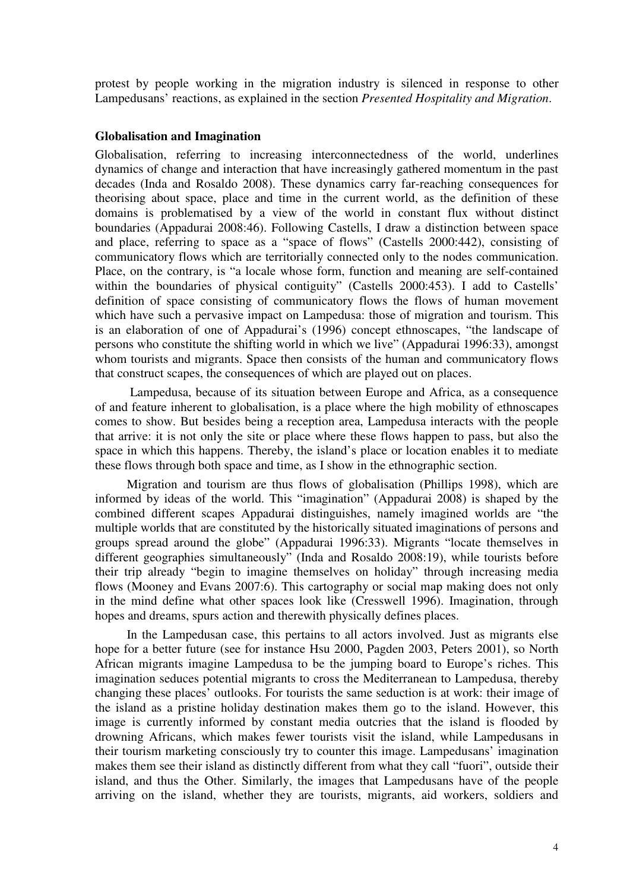protest by people working in the migration industry is silenced in response to other Lampedusans' reactions, as explained in the section *Presented Hospitality and Migration*.

### Globalisation and Imagination

Globalisation, referring to increasing interconnectedness of the world, underlines dynamics of change and interaction that have increasingly gathered momentum in the past decades (Inda and Rosaldo 2008). These dynamics carry far-reaching consequences for theorising about space, place and time in the current world, as the definition of these domains is problematised by a view of the world in constant flux without distinct boundaries (Appadurai 2008:46). Following Castells, I draw a distinction between space and place, referring to space as a "space of flows" (Castells 2000:442), consisting of communicatory flows which are territorially connected only to the nodes communication. Place, on the contrary, is "a locale whose form, function and meaning are self-contained within the boundaries of physical contiguity" (Castells 2000:453). I add to Castells' definition of space consisting of communicatory flows the flows of human movement which have such a pervasive impact on Lampedusa: those of migration and tourism. This is an elaboration of one of Appadurai's (1996) concept ethnoscapes, "the landscape of persons who constitute the shifting world in which we live" (Appadurai 1996:33), amongst whom tourists and migrants. Space then consists of the human and communicatory flows that construct scapes, the consequences of which are played out on places.

Lampedusa, because of its situation between Europe and Africa, as a consequence of and feature inherent to globalisation, is a place where the high mobility of ethnoscapes comes to show. But besides being a reception area, Lampedusa interacts with the people that arrive: it is not only the site or place where these flows happen to pass, but also the space in which this happens. Thereby, the island's place or location enables it to mediate these flows through both space and time, as I show in the ethnographic section.

Migration and tourism are thus flows of globalisation (Phillips 1998), which are informed by ideas of the world. This "imagination" (Appadurai 2008) is shaped by the combined different scapes Appadurai distinguishes, namely imagined worlds are "the multiple worlds that are constituted by the historically situated imaginations of persons and groups spread around the globe" (Appadurai 1996:33). Migrants "locate themselves in different geographies simultaneously" (Inda and Rosaldo 2008:19), while tourists before their trip already "begin to imagine themselves on holiday" through increasing media flows (Mooney and Evans 2007:6). This cartography or social map making does not only in the mind define what other spaces look like (Cresswell 1996). Imagination, through hopes and dreams, spurs action and therewith physically defines places.

In the Lampedusan case, this pertains to all actors involved. Just as migrants else hope for a better future (see for instance Hsu 2000, Pagden 2003, Peters 2001), so North African migrants imagine Lampedusa to be the jumping board to Europe's riches. This imagination seduces potential migrants to cross the Mediterranean to Lampedusa, thereby changing these places' outlooks. For tourists the same seduction is at work: their image of the island as a pristine holiday destination makes them go to the island. However, this image is currently informed by constant media outcries that the island is flooded by drowning Africans, which makes fewer tourists visit the island, while Lampedusans in their tourism marketing consciously try to counter this image. Lampedusans' imagination makes them see their island as distinctly different from what they call "fuori", outside their island, and thus the Other. Similarly, the images that Lampedusans have of the people arriving on the island, whether they are tourists, migrants, aid workers, soldiers and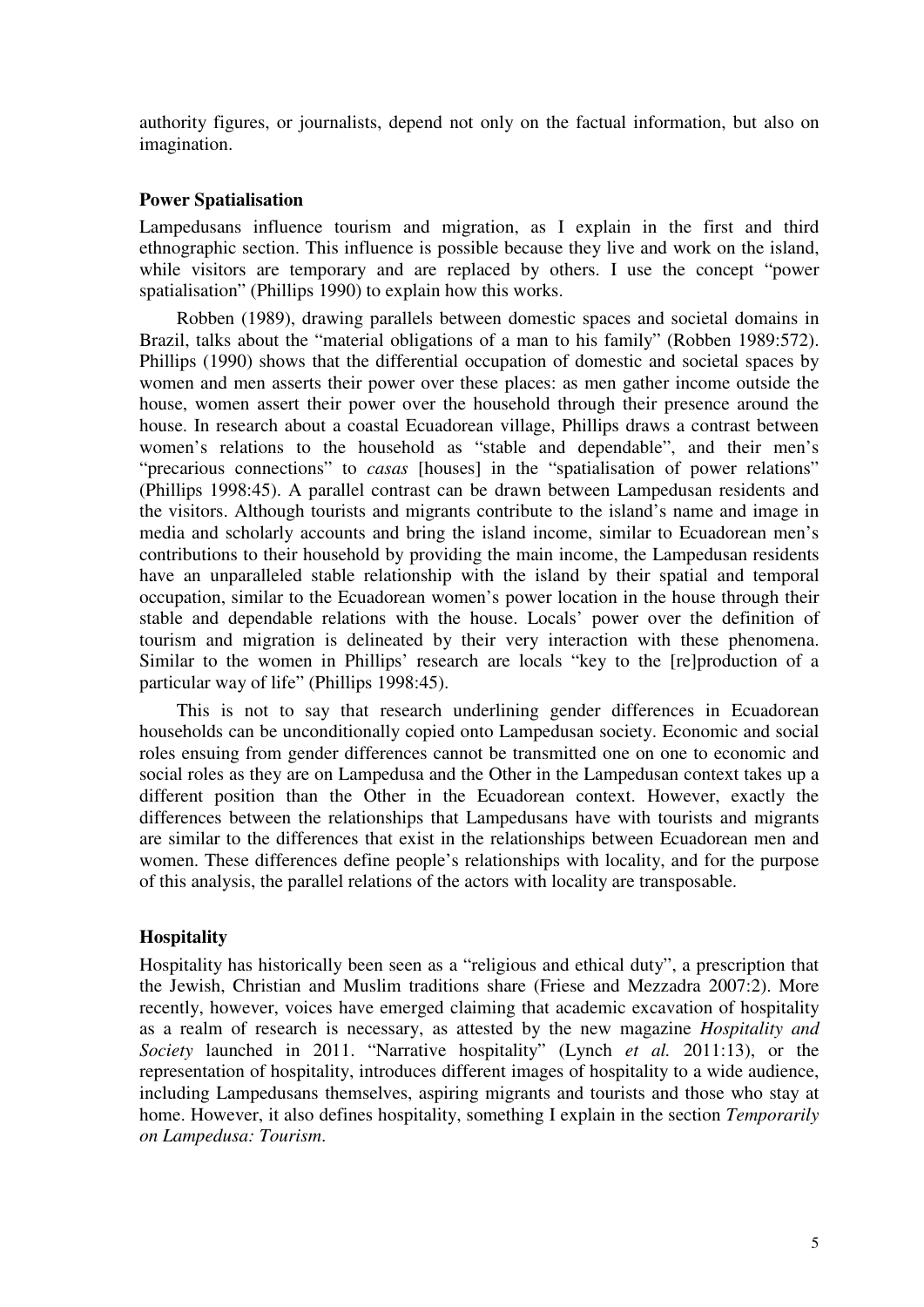authority figures, or journalists, depend not only on the factual information, but also on imagination.

### Power Spatialisation

Lampedusans influence tourism and migration, as I explain in the first and third ethnographic section. This influence is possible because they live and work on the island, while visitors are temporary and are replaced by others. I use the concept "power spatialisation" (Phillips 1990) to explain how this works.

Robben (1989), drawing parallels between domestic spaces and societal domains in Brazil, talks about the "material obligations of a man to his family" (Robben 1989:572). Phillips (1990) shows that the differential occupation of domestic and societal spaces by women and men asserts their power over these places: as men gather income outside the house, women assert their power over the household through their presence around the house. In research about a coastal Ecuadorean village, Phillips draws a contrast between women's relations to the household as "stable and dependable", and their men's "precarious connections" to *casas* [houses] in the "spatialisation of power relations" (Phillips 1998:45). A parallel contrast can be drawn between Lampedusan residents and the visitors. Although tourists and migrants contribute to the island's name and image in media and scholarly accounts and bring the island income, similar to Ecuadorean men's contributions to their household by providing the main income, the Lampedusan residents have an unparalleled stable relationship with the island by their spatial and temporal occupation, similar to the Ecuadorean women's power location in the house through their stable and dependable relations with the house. Locals' power over the definition of tourism and migration is delineated by their very interaction with these phenomena. Similar to the women in Phillips' research are locals "key to the [re]production of a particular way of life" (Phillips 1998:45).

This is not to say that research underlining gender differences in Ecuadorean households can be unconditionally copied onto Lampedusan society. Economic and social roles ensuing from gender differences cannot be transmitted one on one to economic and social roles as they are on Lampedusa and the Other in the Lampedusan context takes up a different position than the Other in the Ecuadorean context. However, exactly the differences between the relationships that Lampedusans have with tourists and migrants are similar to the differences that exist in the relationships between Ecuadorean men and women. These differences define people's relationships with locality, and for the purpose of this analysis, the parallel relations of the actors with locality are transposable.

### Hospitality

Hospitality has historically been seen as a "religious and ethical duty", a prescription that the Jewish, Christian and Muslim traditions share (Friese and Mezzadra 2007:2). More recently, however, voices have emerged claiming that academic excavation of hospitality as a realm of research is necessary, as attested by the new magazine *Hospitality and Society* launched in 2011. "Narrative hospitality" (Lynch *et al.* 2011:13), or the representation of hospitality, introduces different images of hospitality to a wide audience, including Lampedusans themselves, aspiring migrants and tourists and those who stay at home. However, it also defines hospitality, something I explain in the section *Temporarily on Lampedusa: Tourism.*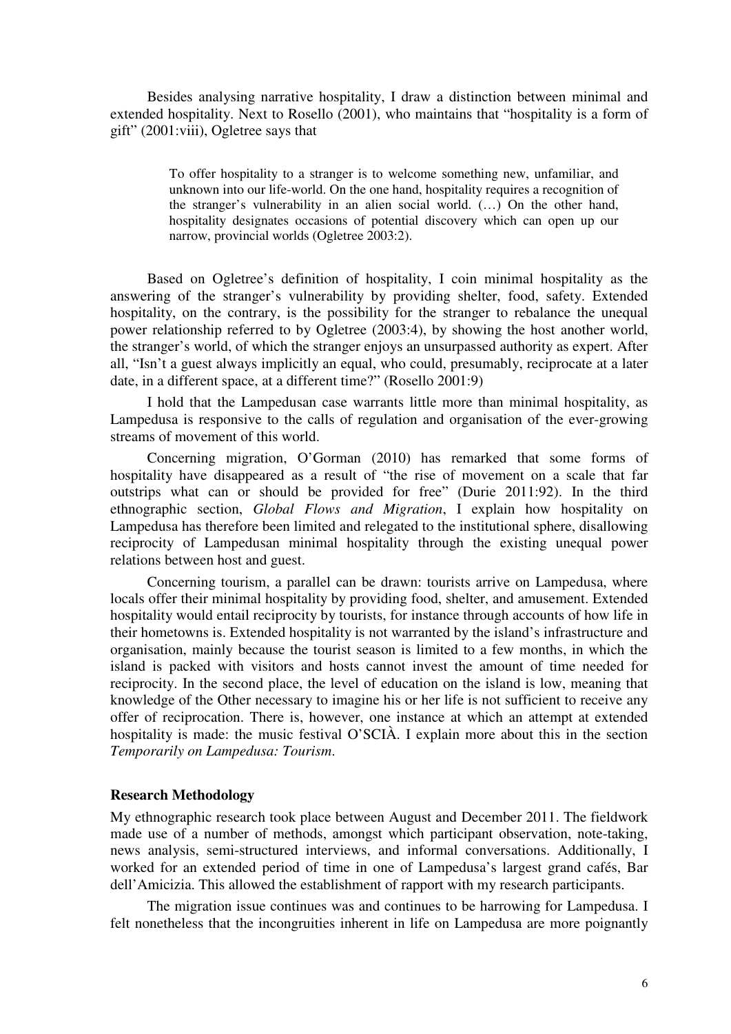Besides analysing narrative hospitality, I draw a distinction between minimal and extended hospitality. Next to Rosello (2001), who maintains that "hospitality is a form of gift" (2001:viii), Ogletree says that

> To offer hospitality to a stranger is to welcome something new, unfamiliar, and unknown into our life-world. On the one hand, hospitality requires a recognition of the stranger's vulnerability in an alien social world. (…) On the other hand, hospitality designates occasions of potential discovery which can open up our narrow, provincial worlds (Ogletree 2003:2).

Based on Ogletree's definition of hospitality, I coin minimal hospitality as the answering of the stranger's vulnerability by providing shelter, food, safety. Extended hospitality, on the contrary, is the possibility for the stranger to rebalance the unequal power relationship referred to by Ogletree (2003:4), by showing the host another world, the stranger's world, of which the stranger enjoys an unsurpassed authority as expert. After all, "Isn't a guest always implicitly an equal, who could, presumably, reciprocate at a later date, in a different space, at a different time?" (Rosello 2001:9)

I hold that the Lampedusan case warrants little more than minimal hospitality, as Lampedusa is responsive to the calls of regulation and organisation of the ever-growing streams of movement of this world.

Concerning migration, O'Gorman (2010) has remarked that some forms of hospitality have disappeared as a result of "the rise of movement on a scale that far outstrips what can or should be provided for free" (Durie 2011:92). In the third ethnographic section, *Global Flows and Migration*, I explain how hospitality on Lampedusa has therefore been limited and relegated to the institutional sphere, disallowing reciprocity of Lampedusan minimal hospitality through the existing unequal power relations between host and guest.

Concerning tourism, a parallel can be drawn: tourists arrive on Lampedusa, where locals offer their minimal hospitality by providing food, shelter, and amusement. Extended hospitality would entail reciprocity by tourists, for instance through accounts of how life in their hometowns is. Extended hospitality is not warranted by the island's infrastructure and organisation, mainly because the tourist season is limited to a few months, in which the island is packed with visitors and hosts cannot invest the amount of time needed for reciprocity. In the second place, the level of education on the island is low, meaning that knowledge of the Other necessary to imagine his or her life is not sufficient to receive any offer of reciprocation. There is, however, one instance at which an attempt at extended hospitality is made: the music festival O'SCIÀ. I explain more about this in the section *Temporarily on Lampedusa: Tourism*.

**Research Methodology**

My ethnographic research took place between August and December 2011. The fieldwork made use of a number of methods, amongst which participant observation, note-taking, news analysis, semi-structured interviews, and informal conversations. Additionally, I worked for an extended period of time in one of Lampedusa's largest grand cafés, Bar dell'Amicizia. This allowed the establishment of rapport with my research participants.

The migration issue continues was and continues to be harrowing for Lampedusa. I felt nonetheless that the incongruities inherent in life on Lampedusa are more poignantly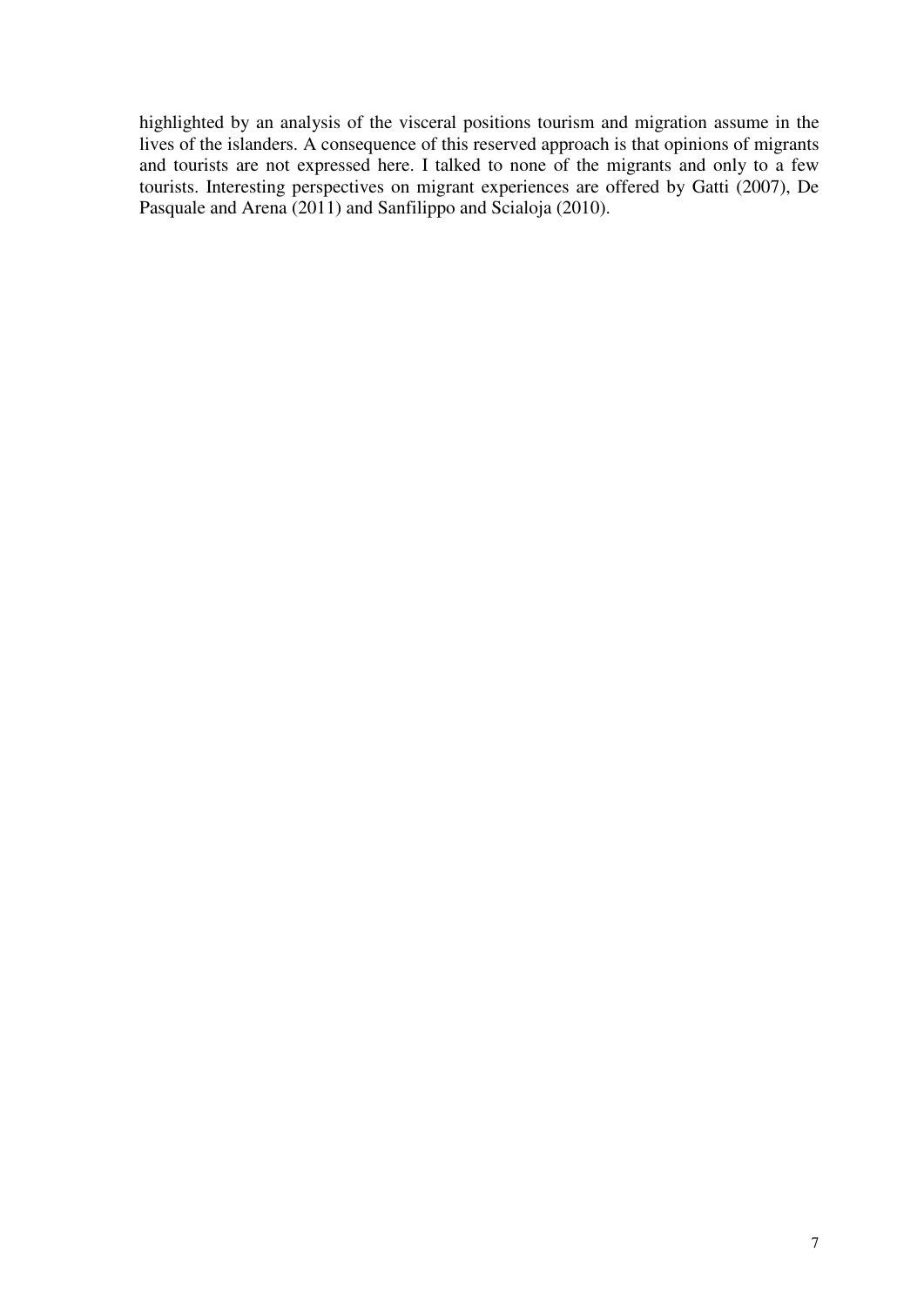highlighted by an analysis of the visceral positions tourism and migration assume in the lives of the islanders. A consequence of this reserved approach is that opinions of migrants and tourists are not expressed here. I talked to none of the migrants and only to a few tourists. Interesting perspectives on migrant experiences are offered by Gatti (2007), De Pasquale and Arena (2011) and Sanfilippo and Scialoja (2010).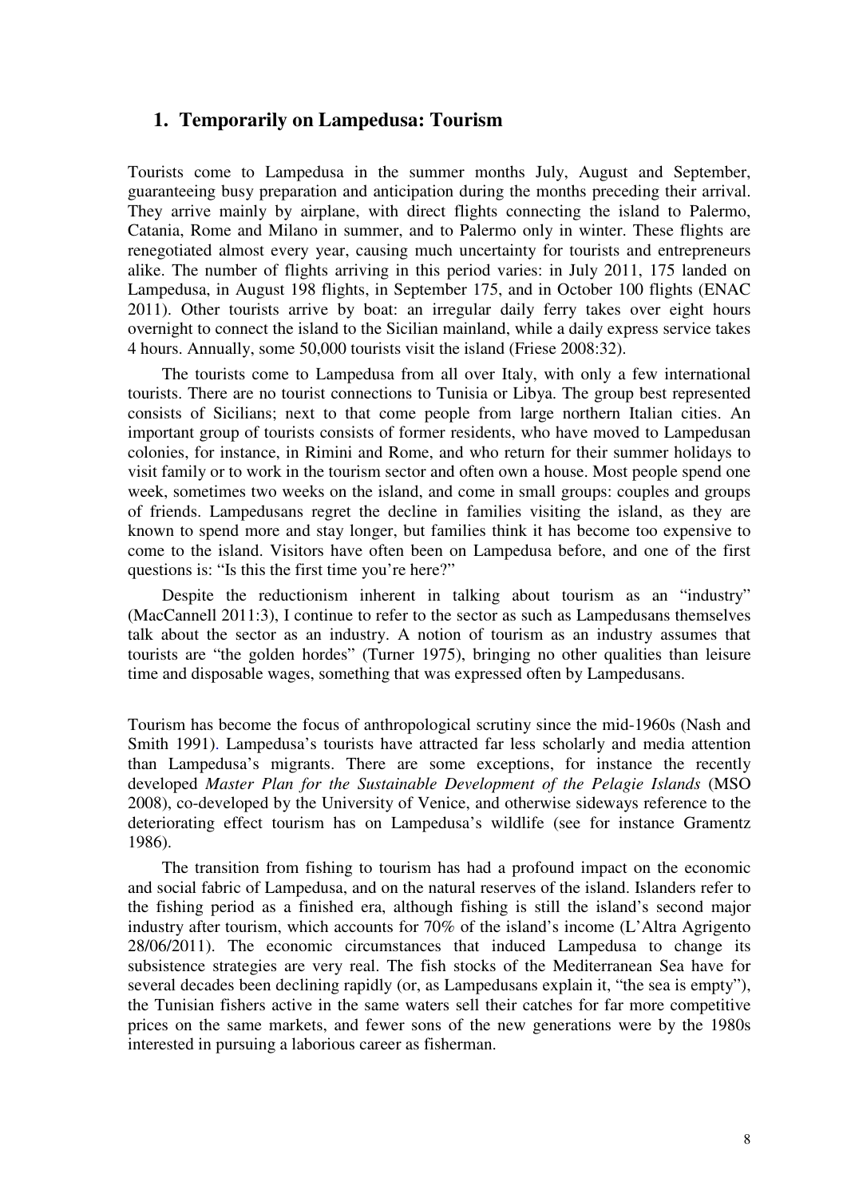## 1. Temporarily on Lampedusa: Tourism

Tourists come to Lampedusa in the summer months July, August and September, guaranteeing busy preparation and anticipation during the months preceding their arrival. They arrive mainly by airplane, with direct flights connecting the island to Palermo, Catania, Rome and Milano in summer, and to Palermo only in winter. These flights are renegotiated almost every year, causing much uncertainty for tourists and entrepreneurs alike. The number of flights arriving in this period varies: in July 2011, 175 landed on Lampedusa, in August 198 flights, in September 175, and in October 100 flights (ENAC 2011). Other tourists arrive by boat: an irregular daily ferry takes over eight hours overnight to connect the island to the Sicilian mainland, while a daily express service takes 4 hours. Annually, some 50,000 tourists visit the island (Friese 2008:32).

The tourists come to Lampedusa from all over Italy, with only a few international tourists. There are no tourist connections to Tunisia or Libya. The group best represented consists of Sicilians; next to that come people from large northern Italian cities. An important group of tourists consists of former residents, who have moved to Lampedusan colonies, for instance, in Rimini and Rome, and who return for their summer holidays to visit family or to work in the tourism sector and often own a house. Most people spend one week, sometimes two weeks on the island, and come in small groups: couples and groups of friends. Lampedusans regret the decline in families visiting the island, as they are known to spend more and stay longer, but families think it has become too expensive to come to the island. Visitors have often been on Lampedusa before, and one of the first questions is: "Is this the first time you're here?"

Despite the reductionism inherent in talking about tourism as an "industry" (MacCannell 2011:3), I continue to refer to the sector as such as Lampedusans themselves talk about the sector as an industry. A notion of tourism as an industry assumes that tourists are "the golden hordes" (Turner 1975), bringing no other qualities than leisure time and disposable wages, something that was expressed often by Lampedusans.

Tourism has become the focus of anthropological scrutiny since the mid-1960s (Nash and Smith 1991). Lampedusa's tourists have attracted far less scholarly and media attention than Lampedusa's migrants. There are some exceptions, for instance the recently developed *Master Plan for the Sustainable Development of the Pelagie Islands* (MSO 2008), co-developed by the University of Venice, and otherwise sideways reference to the deteriorating effect tourism has on Lampedusa's wildlife (see for instance Gramentz 1986).

The transition from fishing to tourism has had a profound impact on the economic and social fabric of Lampedusa, and on the natural reserves of the island. Islanders refer to the fishing period as a finished era, although fishing is still the island's second major industry after tourism, which accounts for 70% of the island's income (L'Altra Agrigento 28/06/2011). The economic circumstances that induced Lampedusa to change its subsistence strategies are very real. The fish stocks of the Mediterranean Sea have for several decades been declining rapidly (or, as Lampedusans explain it, "the sea is empty"), the Tunisian fishers active in the same waters sell their catches for far more competitive prices on the same markets, and fewer sons of the new generations were by the 1980s interested in pursuing a laborious career as fisherman.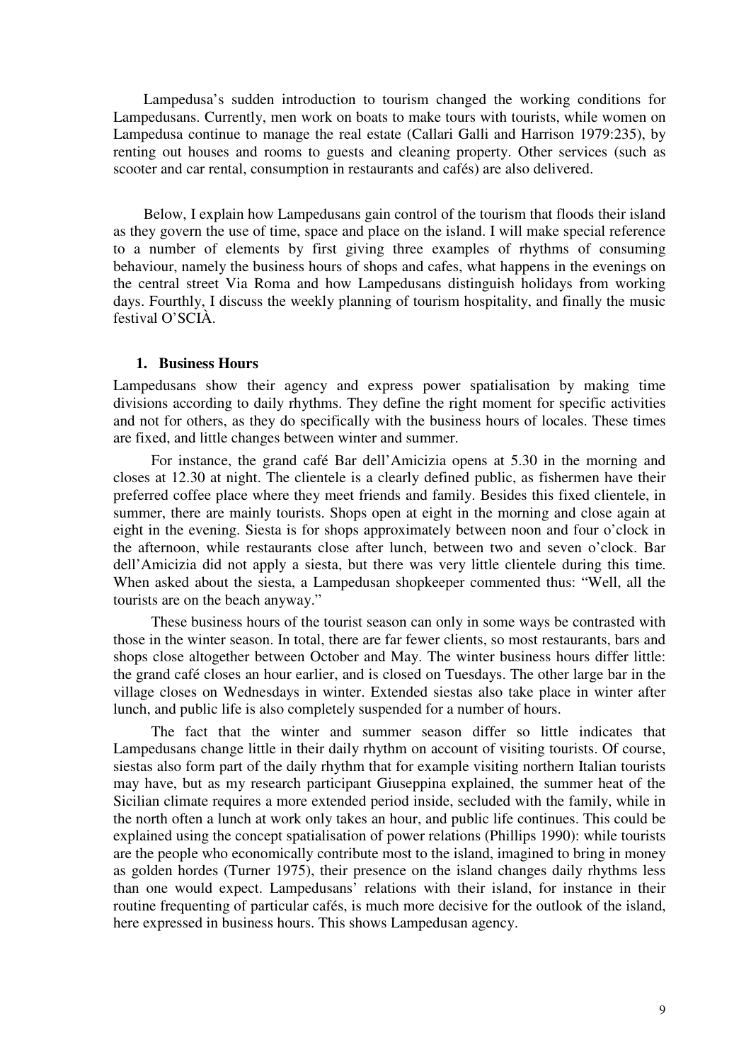Lampedusa's sudden introduction to tourism changed the working conditions for Lampedusans. Currently, men work on boats to make tours with tourists, while women on Lampedusa continue to manage the real estate (Callari Galli and Harrison 1979:235), by renting out houses and rooms to guests and cleaning property. Other services (such as scooter and car rental, consumption in restaurants and cafés) are also delivered.

Below, I explain how Lampedusans gain control of the tourism that floods their island as they govern the use of time, space and place on the island. I will make special reference to a number of elements by first giving three examples of rhythms of consuming behaviour, namely the business hours of shops and cafes, what happens in the evenings on the central street Via Roma and how Lampedusans distinguish holidays from working days. Fourthly, I discuss the weekly planning of tourism hospitality, and finally the music festival O'SCIÀ.

## 1. Business Hours

Lampedusans show their agency and express power spatialisation by making time divisions according to daily rhythms. They define the right moment for specific activities and not for others, as they do specifically with the business hours of locales. These times are fixed, and little changes between winter and summer.

For instance, the grand café Bar dell'Amicizia opens at 5.30 in the morning and closes at 12.30 at night. The clientele is a clearly defined public, as fishermen have their preferred coffee place where they meet friends and family. Besides this fixed clientele, in summer, there are mainly tourists. Shops open at eight in the morning and close again at eight in the evening. Siesta is for shops approximately between noon and four o'clock in the afternoon, while restaurants close after lunch, between two and seven o'clock. Bar dell'Amicizia did not apply a siesta, but there was very little clientele during this time. When asked about the siesta, a Lampedusan shopkeeper commented thus: "Well, all the tourists are on the beach anyway."

These business hours of the tourist season can only in some ways be contrasted with those in the winter season. In total, there are far fewer clients, so most restaurants, bars and shops close altogether between October and May. The winter business hours differ little: the grand café closes an hour earlier, and is closed on Tuesdays. The other large bar in the village closes on Wednesdays in winter. Extended siestas also take place in winter after lunch, and public life is also completely suspended for a number of hours.

The fact that the winter and summer season differ so little indicates that Lampedusans change little in their daily rhythm on account of visiting tourists. Of course, siestas also form part of the daily rhythm that for example visiting northern Italian tourists may have, but as my research participant Giuseppina explained, the summer heat of the Sicilian climate requires a more extended period inside, secluded with the family, while in the north often a lunch at work only takes an hour, and public life continues. This could be explained using the concept spatialisation of power relations (Phillips 1990): while tourists are the people who economically contribute most to the island, imagined to bring in money as golden hordes (Turner 1975), their presence on the island changes daily rhythms less than one would expect. Lampedusans' relations with their island, for instance in their routine frequenting of particular cafés, is much more decisive for the outlook of the island, here expressed in business hours. This shows Lampedusan agency.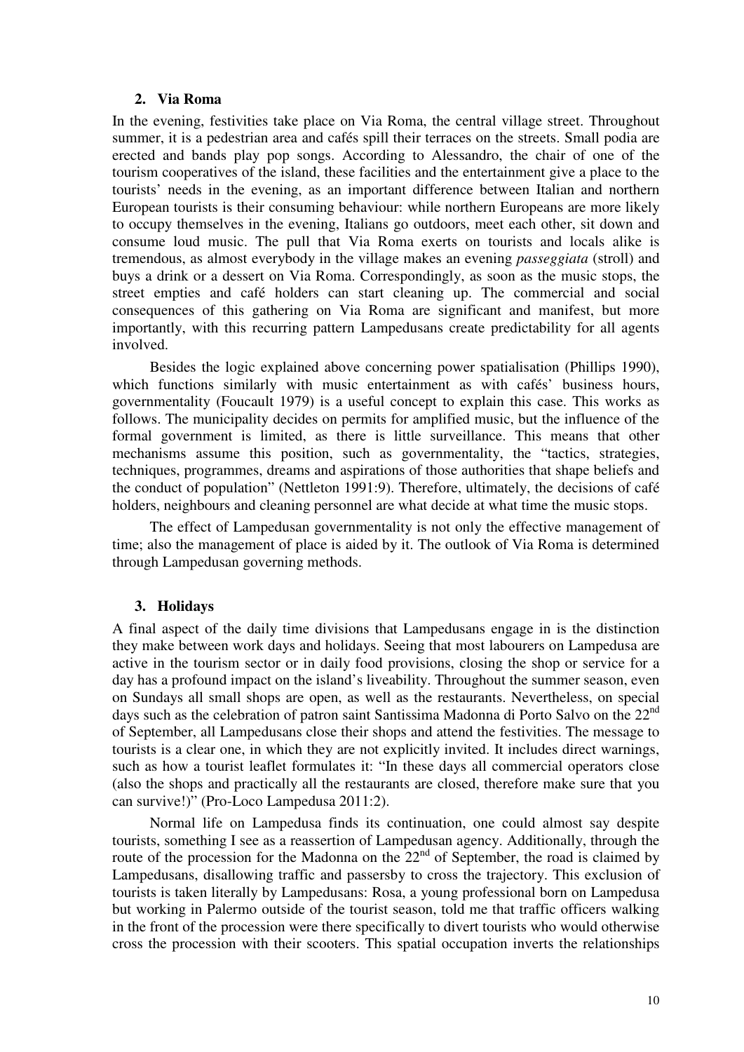## 2. Via Roma

In the evening, festivities take place on Via Roma, the central village street. Throughout summer, it is a pedestrian area and cafés spill their terraces on the streets. Small podia are erected and bands play pop songs. According to Alessandro, the chair of one of the tourism cooperatives of the island, these facilities and the entertainment give a place to the tourists' needs in the evening, as an important difference between Italian and northern European tourists is their consuming behaviour: while northern Europeans are more likely to occupy themselves in the evening, Italians go outdoors, meet each other, sit down and consume loud music. The pull that Via Roma exerts on tourists and locals alike is tremendous, as almost everybody in the village makes an evening *passeggiata* (stroll) and buys a drink or a dessert on Via Roma. Correspondingly, as soon as the music stops, the street empties and café holders can start cleaning up. The commercial and social consequences of this gathering on Via Roma are significant and manifest, but more importantly, with this recurring pattern Lampedusans create predictability for all agents involved.

Besides the logic explained above concerning power spatialisation (Phillips 1990), which functions similarly with music entertainment as with cafés' business hours, governmentality (Foucault 1979) is a useful concept to explain this case. This works as follows. The municipality decides on permits for amplified music, but the influence of the formal government is limited, as there is little surveillance. This means that other mechanisms assume this position, such as governmentality, the "tactics, strategies, techniques, programmes, dreams and aspirations of those authorities that shape beliefs and the conduct of population" (Nettleton 1991:9). Therefore, ultimately, the decisions of café holders, neighbours and cleaning personnel are what decide at what time the music stops.

The effect of Lampedusan governmentality is not only the effective management of time; also the management of place is aided by it. The outlook of Via Roma is determined through Lampedusan governing methods.

## 3. Holidays

A final aspect of the daily time divisions that Lampedusans engage in is the distinction they make between work days and holidays. Seeing that most labourers on Lampedusa are active in the tourism sector or in daily food provisions, closing the shop or service for a day has a profound impact on the island's liveability. Throughout the summer season, even on Sundays all small shops are open, as well as the restaurants. Nevertheless, on special days such as the celebration of patron saint Santissima Madonna di Porto Salvo on the 22nd of September, all Lampedusans close their shops and attend the festivities. The message to tourists is a clear one, in which they are not explicitly invited. It includes direct warnings, such as how a tourist leaflet formulates it: "In these days all commercial operators close (also the shops and practically all the restaurants are closed, therefore make sure that you can survive!)" (Pro-Loco Lampedusa 2011:2).

Normal life on Lampedusa finds its continuation, one could almost say despite tourists, something I see as a reassertion of Lampedusan agency. Additionally, through the route of the procession for the Madonna on the 22nd of September, the road is claimed by Lampedusans, disallowing traffic and passersby to cross the trajectory. This exclusion of tourists is taken literally by Lampedusans: Rosa, a young professional born on Lampedusa but working in Palermo outside of the tourist season, told me that traffic officers walking in the front of the procession were there specifically to divert tourists who would otherwise cross the procession with their scooters. This spatial occupation inverts the relationships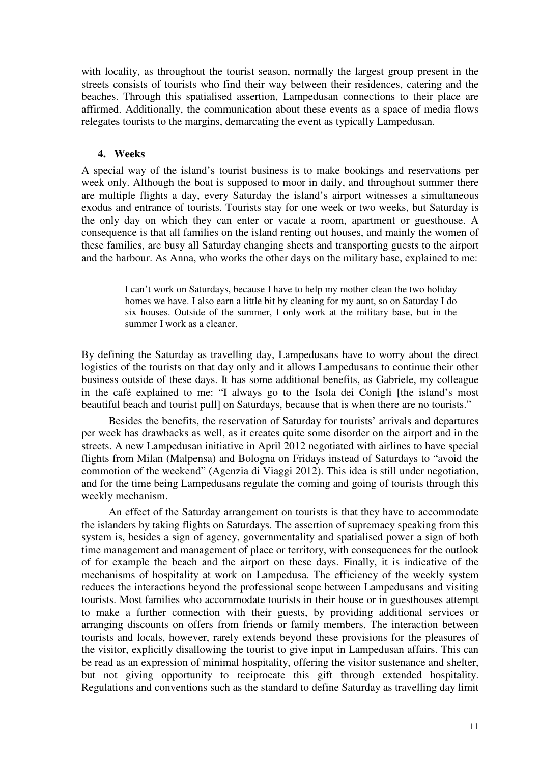with locality, as throughout the tourist season, normally the largest group present in the streets consists of tourists who find their way between their residences, catering and the beaches. Through this spatialised assertion, Lampedusan connections to their place are affirmed. Additionally, the communication about these events as a space of media flows relegates tourists to the margins, demarcating the event as typically Lampedusan.

## 4. Weeks

A special way of the island's tourist business is to make bookings and reservations per week only. Although the boat is supposed to moor in daily, and throughout summer there are multiple flights a day, every Saturday the island's airport witnesses a simultaneous exodus and entrance of tourists. Tourists stay for one week or two weeks, but Saturday is the only day on which they can enter or vacate a room, apartment or guesthouse. A consequence is that all families on the island renting out houses, and mainly the women of these families, are busy all Saturday changing sheets and transporting guests to the airport and the harbour. As Anna, who works the other days on the military base, explained to me:

> I can't work on Saturdays, because I have to help my mother clean the two holiday homes we have. I also earn a little bit by cleaning for my aunt, so on Saturday I do six houses. Outside of the summer, I only work at the military base, but in the summer I work as a cleaner.

By defining the Saturday as travelling day, Lampedusans have to worry about the direct logistics of the tourists on that day only and it allows Lampedusans to continue their other business outside of these days. It has some additional benefits, as Gabriele, my colleague in the café explained to me: "I always go to the Isola dei Conigli [the island's most beautiful beach and tourist pull] on Saturdays, because that is when there are no tourists."

Besides the benefits, the reservation of Saturday for tourists' arrivals and departures per week has drawbacks as well, as it creates quite some disorder on the airport and in the streets. A new Lampedusan initiative in April 2012 negotiated with airlines to have special flights from Milan (Malpensa) and Bologna on Fridays instead of Saturdays to "avoid the commotion of the weekend" (Agenzia di Viaggi 2012). This idea is still under negotiation, and for the time being Lampedusans regulate the coming and going of tourists through this weekly mechanism.

An effect of the Saturday arrangement on tourists is that they have to accommodate the islanders by taking flights on Saturdays. The assertion of supremacy speaking from this system is, besides a sign of agency, governmentality and spatialised power a sign of both time management and management of place or territory, with consequences for the outlook of for example the beach and the airport on these days. Finally, it is indicative of the mechanisms of hospitality at work on Lampedusa. The efficiency of the weekly system reduces the interactions beyond the professional scope between Lampedusans and visiting tourists. Most families who accommodate tourists in their house or in guesthouses attempt to make a further connection with their guests, by providing additional services or arranging discounts on offers from friends or family members. The interaction between tourists and locals, however, rarely extends beyond these provisions for the pleasures of the visitor, explicitly disallowing the tourist to give input in Lampedusan affairs. This can be read as an expression of minimal hospitality, offering the visitor sustenance and shelter, but not giving opportunity to reciprocate this gift through extended hospitality. Regulations and conventions such as the standard to define Saturday as travelling day limit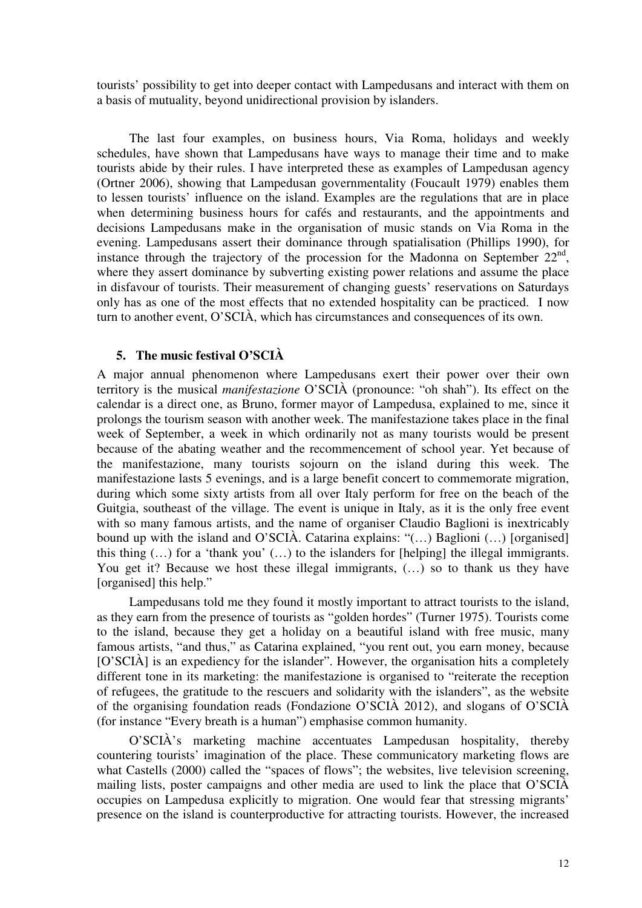tourists' possibility to get into deeper contact with Lampedusans and interact with them on a basis of mutuality, beyond unidirectional provision by islanders.

The last four examples, on business hours, Via Roma, holidays and weekly schedules, have shown that Lampedusans have ways to manage their time and to make tourists abide by their rules. I have interpreted these as examples of Lampedusan agency (Ortner 2006), showing that Lampedusan governmentality (Foucault 1979) enables them to lessen tourists' influence on the island. Examples are the regulations that are in place when determining business hours for cafés and restaurants, and the appointments and decisions Lampedusans make in the organisation of music stands on Via Roma in the evening. Lampedusans assert their dominance through spatialisation (Phillips 1990), for instance through the trajectory of the procession for the Madonna on September 22nd, where they assert dominance by subverting existing power relations and assume the place in disfavour of tourists. Their measurement of changing guests' reservations on Saturdays only has as one of the most effects that no extended hospitality can be practiced. I now turn to another event, O'SCIÀ, which has circumstances and consequences of its own.

## 5. The music festival O'SCIÀ

A major annual phenomenon where Lampedusans exert their power over their own territory is the musical *manifestazione* O'SCIÀ (pronounce: "oh shah"). Its effect on the calendar is a direct one, as Bruno, former mayor of Lampedusa, explained to me, since it prolongs the tourism season with another week. The manifestazione takes place in the final week of September, a week in which ordinarily not as many tourists would be present because of the abating weather and the recommencement of school year. Yet because of the manifestazione, many tourists sojourn on the island during this week. The manifestazione lasts 5 evenings, and is a large benefit concert to commemorate migration, during which some sixty artists from all over Italy perform for free on the beach of the Guitgia, southeast of the village. The event is unique in Italy, as it is the only free event with so many famous artists, and the name of organiser Claudio Baglioni is inextricably bound up with the island and O'SCIÀ. Catarina explains: "(…) Baglioni (…) [organised] this thing (…) for a 'thank you' (…) to the islanders for [helping] the illegal immigrants. You get it? Because we host these illegal immigrants, (…) so to thank us they have [organised] this help."

Lampedusans told me they found it mostly important to attract tourists to the island, as they earn from the presence of tourists as "golden hordes" (Turner 1975). Tourists come to the island, because they get a holiday on a beautiful island with free music, many famous artists, "and thus," as Catarina explained, "you rent out, you earn money, because [O'SCIÀ] is an expediency for the islander". However, the organisation hits a completely different tone in its marketing: the manifestazione is organised to "reiterate the reception of refugees, the gratitude to the rescuers and solidarity with the islanders", as the website of the organising foundation reads (Fondazione O'SCIÀ 2012), and slogans of O'SCIÀ (for instance "Every breath is a human") emphasise common humanity.

O'SCIÀ's marketing machine accentuates Lampedusan hospitality, thereby countering tourists' imagination of the place. These communicatory marketing flows are what Castells (2000) called the "spaces of flows"; the websites, live television screening, mailing lists, poster campaigns and other media are used to link the place that O'SCIÀ occupies on Lampedusa explicitly to migration. One would fear that stressing migrants' presence on the island is counterproductive for attracting tourists. However, the increased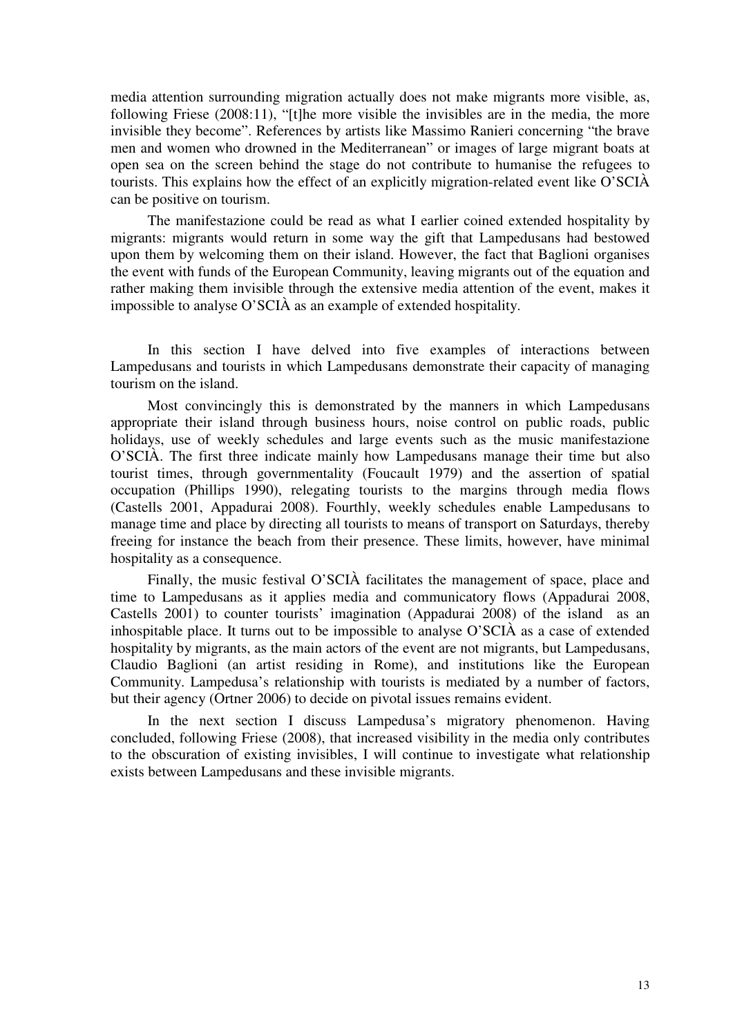media attention surrounding migration actually does not make migrants more visible, as, following Friese (2008:11), "[t]he more visible the invisibles are in the media, the more invisible they become". References by artists like Massimo Ranieri concerning "the brave men and women who drowned in the Mediterranean" or images of large migrant boats at open sea on the screen behind the stage do not contribute to humanise the refugees to tourists. This explains how the effect of an explicitly migration-related event like O'SCIÀ can be positive on tourism.

The manifestazione could be read as what I earlier coined extended hospitality by migrants: migrants would return in some way the gift that Lampedusans had bestowed upon them by welcoming them on their island. However, the fact that Baglioni organises the event with funds of the European Community, leaving migrants out of the equation and rather making them invisible through the extensive media attention of the event, makes it impossible to analyse O'SCIÀ as an example of extended hospitality.

In this section I have delved into five examples of interactions between Lampedusans and tourists in which Lampedusans demonstrate their capacity of managing tourism on the island.

Most convincingly this is demonstrated by the manners in which Lampedusans appropriate their island through business hours, noise control on public roads, public holidays, use of weekly schedules and large events such as the music manifestazione O'SCIÀ. The first three indicate mainly how Lampedusans manage their time but also tourist times, through governmentality (Foucault 1979) and the assertion of spatial occupation (Phillips 1990), relegating tourists to the margins through media flows (Castells 2001, Appadurai 2008). Fourthly, weekly schedules enable Lampedusans to manage time and place by directing all tourists to means of transport on Saturdays, thereby freeing for instance the beach from their presence. These limits, however, have minimal hospitality as a consequence.

Finally, the music festival O'SCIÀ facilitates the management of space, place and time to Lampedusans as it applies media and communicatory flows (Appadurai 2008, Castells 2001) to counter tourists' imagination (Appadurai 2008) of the island as an inhospitable place. It turns out to be impossible to analyse O'SCIÀ as a case of extended hospitality by migrants, as the main actors of the event are not migrants, but Lampedusans, Claudio Baglioni (an artist residing in Rome), and institutions like the European Community. Lampedusa's relationship with tourists is mediated by a number of factors, but their agency (Ortner 2006) to decide on pivotal issues remains evident.

In the next section I discuss Lampedusa's migratory phenomenon. Having concluded, following Friese (2008), that increased visibility in the media only contributes to the obscuration of existing invisibles, I will continue to investigate what relationship exists between Lampedusans and these invisible migrants.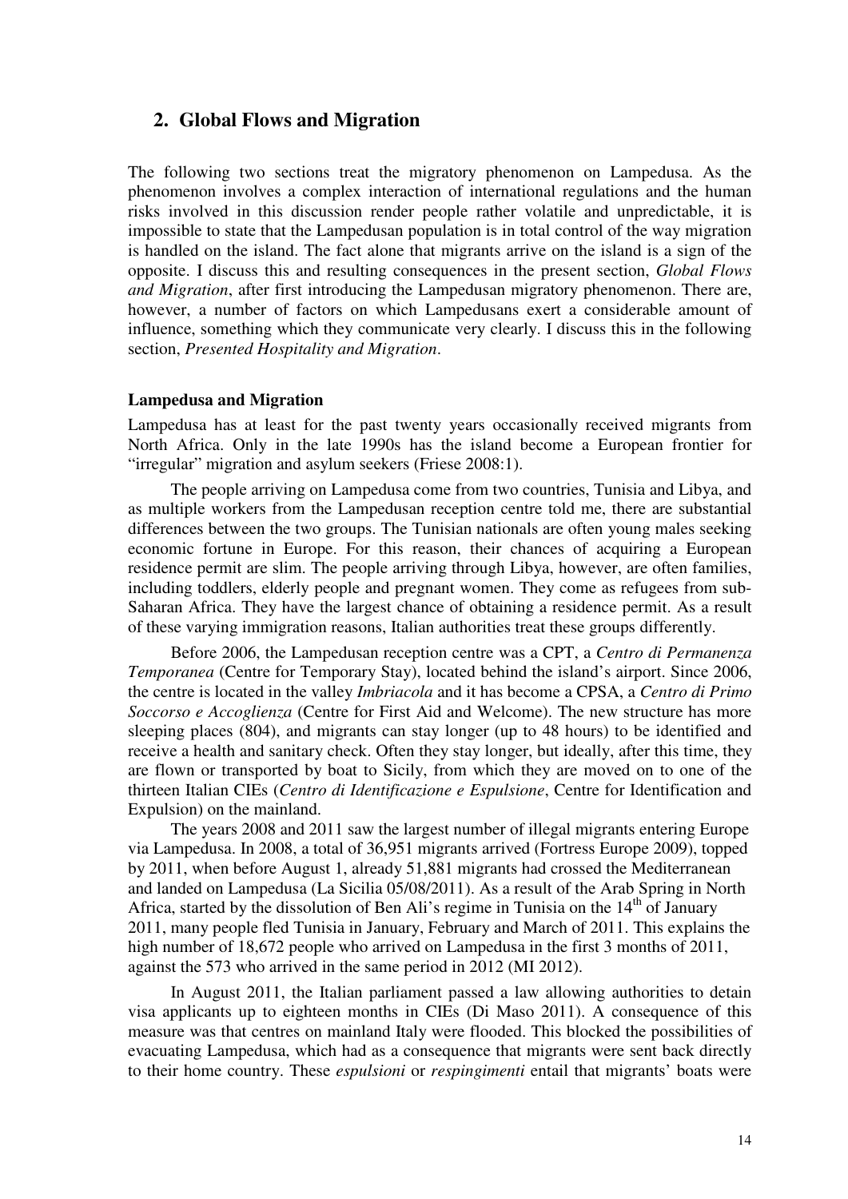## 2. Global Flows and Migration

The following two sections treat the migratory phenomenon on Lampedusa. As the phenomenon involves a complex interaction of international regulations and the human risks involved in this discussion render people rather volatile and unpredictable, it is impossible to state that the Lampedusan population is in total control of the way migration is handled on the island. The fact alone that migrants arrive on the island is a sign of the opposite. I discuss this and resulting consequences in the present section, *Global Flows and Migration*, after first introducing the Lampedusan migratory phenomenon. There are, however, a number of factors on which Lampedusans exert a considerable amount of influence, something which they communicate very clearly. I discuss this in the following section, *Presented Hospitality and Migration*.

### Lampedusa and Migration

Lampedusa has at least for the past twenty years occasionally received migrants from North Africa. Only in the late 1990s has the island become a European frontier for "irregular" migration and asylum seekers (Friese 2008:1).

The people arriving on Lampedusa come from two countries, Tunisia and Libya, and as multiple workers from the Lampedusan reception centre told me, there are substantial differences between the two groups. The Tunisian nationals are often young males seeking economic fortune in Europe. For this reason, their chances of acquiring a European residence permit are slim. The people arriving through Libya, however, are often families, including toddlers, elderly people and pregnant women. They come as refugees from sub-Saharan Africa. They have the largest chance of obtaining a residence permit. As a result of these varying immigration reasons, Italian authorities treat these groups differently.

Before 2006, the Lampedusan reception centre was a CPT, a *Centro di Permanenza Temporanea* (Centre for Temporary Stay), located behind the island's airport. Since 2006, the centre is located in the valley *Imbriacola* and it has become a CPSA, a *Centro di Primo Soccorso e Accoglienza* (Centre for First Aid and Welcome). The new structure has more sleeping places (804), and migrants can stay longer (up to 48 hours) to be identified and receive a health and sanitary check. Often they stay longer, but ideally, after this time, they are flown or transported by boat to Sicily, from which they are moved on to one of the thirteen Italian CIEs (*Centro di Identificazione e Espulsione*, Centre for Identification and Expulsion) on the mainland.

The years 2008 and 2011 saw the largest number of illegal migrants entering Europe via Lampedusa. In 2008, a total of 36,951 migrants arrived (Fortress Europe 2009), topped by 2011, when before August 1, already 51,881 migrants had crossed the Mediterranean and landed on Lampedusa (La Sicilia 05/08/2011). As a result of the Arab Spring in North Africa, started by the dissolution of Ben Ali's regime in Tunisia on the 14th of January 2011, many people fled Tunisia in January, February and March of 2011. This explains the high number of 18,672 people who arrived on Lampedusa in the first 3 months of 2011, against the 573 who arrived in the same period in 2012 (MI 2012).

In August 2011, the Italian parliament passed a law allowing authorities to detain visa applicants up to eighteen months in CIEs (Di Maso 2011). A consequence of this measure was that centres on mainland Italy were flooded. This blocked the possibilities of evacuating Lampedusa, which had as a consequence that migrants were sent back directly to their home country. These *espulsioni* or *respingimenti* entail that migrants' boats were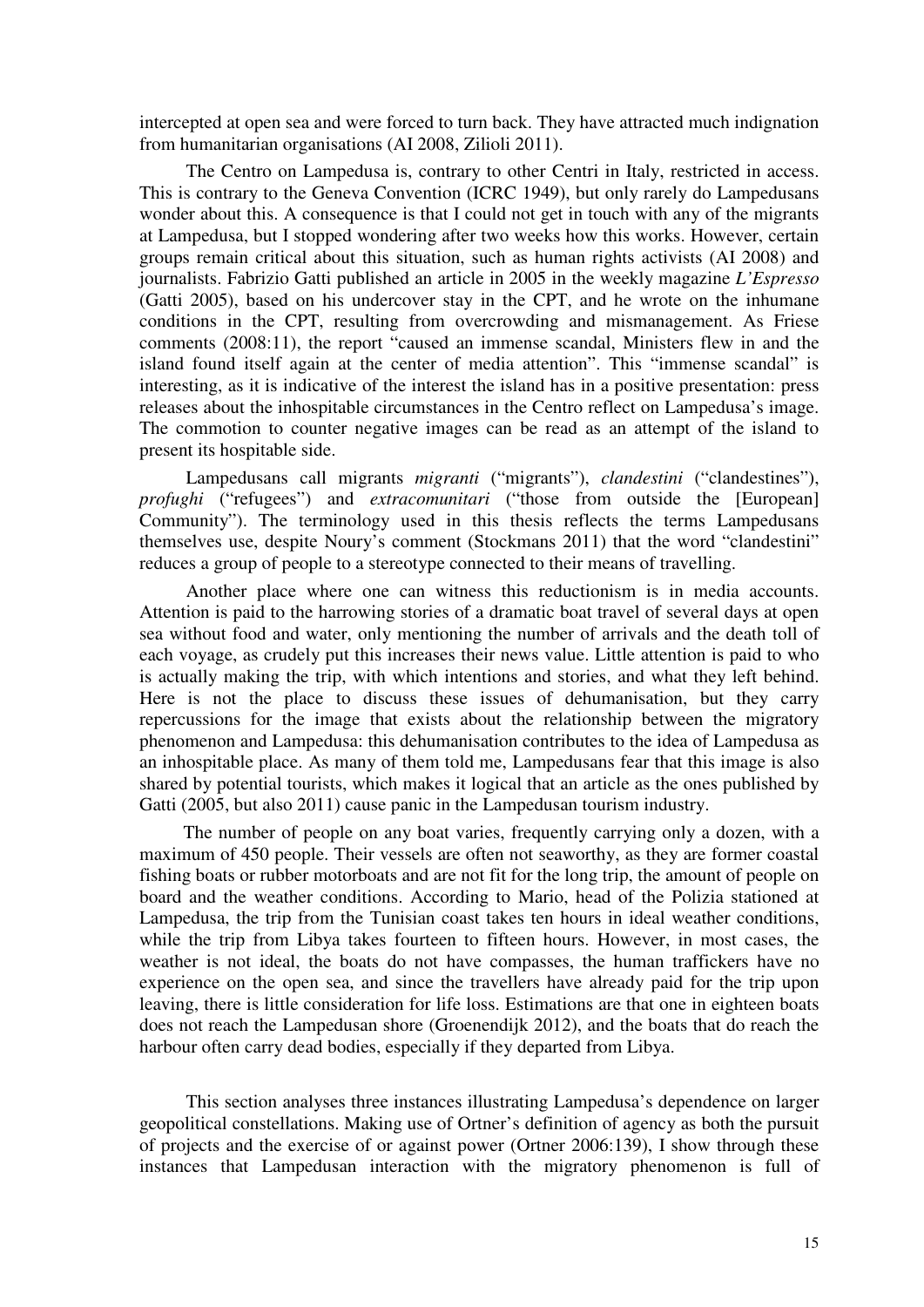intercepted at open sea and were forced to turn back. They have attracted much indignation from humanitarian organisations (AI 2008, Zilioli 2011).

The Centro on Lampedusa is, contrary to other Centri in Italy, restricted in access. This is contrary to the Geneva Convention (ICRC 1949), but only rarely do Lampedusans wonder about this. A consequence is that I could not get in touch with any of the migrants at Lampedusa, but I stopped wondering after two weeks how this works. However, certain groups remain critical about this situation, such as human rights activists (AI 2008) and journalists. Fabrizio Gatti published an article in 2005 in the weekly magazine *L'Espresso* (Gatti 2005), based on his undercover stay in the CPT, and he wrote on the inhumane conditions in the CPT, resulting from overcrowding and mismanagement. As Friese comments (2008:11), the report "caused an immense scandal, Ministers flew in and the island found itself again at the center of media attention". This "immense scandal" is interesting, as it is indicative of the interest the island has in a positive presentation: press releases about the inhospitable circumstances in the Centro reflect on Lampedusa's image. The commotion to counter negative images can be read as an attempt of the island to present its hospitable side.

Lampedusans call migrants *migranti* ("migrants"), *clandestini* ("clandestines"), *profughi* ("refugees") and *extracomunitari* ("those from outside the [European] Community"). The terminology used in this thesis reflects the terms Lampedusans themselves use, despite Noury's comment (Stockmans 2011) that the word "clandestini" reduces a group of people to a stereotype connected to their means of travelling.

Another place where one can witness this reductionism is in media accounts. Attention is paid to the harrowing stories of a dramatic boat travel of several days at open sea without food and water, only mentioning the number of arrivals and the death toll of each voyage, as crudely put this increases their news value. Little attention is paid to who is actually making the trip, with which intentions and stories, and what they left behind. Here is not the place to discuss these issues of dehumanisation, but they carry repercussions for the image that exists about the relationship between the migratory phenomenon and Lampedusa: this dehumanisation contributes to the idea of Lampedusa as an inhospitable place. As many of them told me, Lampedusans fear that this image is also shared by potential tourists, which makes it logical that an article as the ones published by Gatti (2005, but also 2011) cause panic in the Lampedusan tourism industry.

The number of people on any boat varies, frequently carrying only a dozen, with a maximum of 450 people. Their vessels are often not seaworthy, as they are former coastal fishing boats or rubber motorboats and are not fit for the long trip, the amount of people on board and the weather conditions. According to Mario, head of the Polizia stationed at Lampedusa, the trip from the Tunisian coast takes ten hours in ideal weather conditions, while the trip from Libya takes fourteen to fifteen hours. However, in most cases, the weather is not ideal, the boats do not have compasses, the human traffickers have no experience on the open sea, and since the travellers have already paid for the trip upon leaving, there is little consideration for life loss. Estimations are that one in eighteen boats does not reach the Lampedusan shore (Groenendijk 2012), and the boats that do reach the harbour often carry dead bodies, especially if they departed from Libya.

This section analyses three instances illustrating Lampedusa's dependence on larger geopolitical constellations. Making use of Ortner's definition of agency as both the pursuit of projects and the exercise of or against power (Ortner 2006:139), I show through these instances that Lampedusan interaction with the migratory phenomenon is full of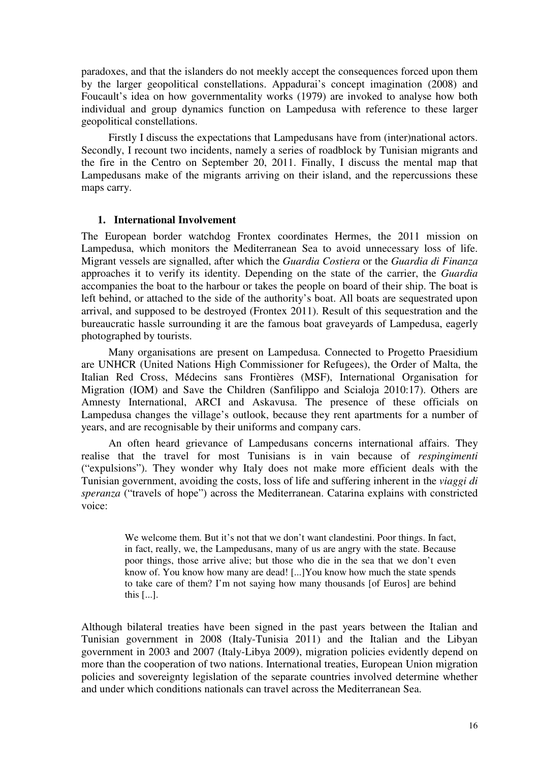paradoxes, and that the islanders do not meekly accept the consequences forced upon them by the larger geopolitical constellations. Appadurai's concept imagination (2008) and Foucault's idea on how governmentality works (1979) are invoked to analyse how both individual and group dynamics function on Lampedusa with reference to these larger geopolitical constellations.

Firstly I discuss the expectations that Lampedusans have from (inter)national actors. Secondly, I recount two incidents, namely a series of roadblock by Tunisian migrants and the fire in the Centro on September 20, 2011. Finally, I discuss the mental map that Lampedusans make of the migrants arriving on their island, and the repercussions these maps carry.

## 1. International Involvement

The European border watchdog Frontex coordinates Hermes, the 2011 mission on Lampedusa, which monitors the Mediterranean Sea to avoid unnecessary loss of life. Migrant vessels are signalled, after which the *Guardia Costiera* or the *Guardia di Finanza* approaches it to verify its identity. Depending on the state of the carrier, the *Guardia* accompanies the boat to the harbour or takes the people on board of their ship. The boat is left behind, or attached to the side of the authority's boat. All boats are sequestrated upon arrival, and supposed to be destroyed (Frontex 2011). Result of this sequestration and the bureaucratic hassle surrounding it are the famous boat graveyards of Lampedusa, eagerly photographed by tourists.

Many organisations are present on Lampedusa. Connected to Progetto Praesidium are UNHCR (United Nations High Commissioner for Refugees), the Order of Malta, the Italian Red Cross, Médecins sans Frontières (MSF), International Organisation for Migration (IOM) and Save the Children (Sanfilippo and Scialoja 2010:17). Others are Amnesty International, ARCI and Askavusa. The presence of these officials on Lampedusa changes the village's outlook, because they rent apartments for a number of years, and are recognisable by their uniforms and company cars.

An often heard grievance of Lampedusans concerns international affairs. They realise that the travel for most Tunisians is in vain because of *respingimenti* ("expulsions"). They wonder why Italy does not make more efficient deals with the Tunisian government, avoiding the costs, loss of life and suffering inherent in the *viaggi di speranza* ("travels of hope") across the Mediterranean. Catarina explains with constricted voice:

> We welcome them. But it's not that we don't want clandestini. Poor things. In fact, in fact, really, we, the Lampedusans, many of us are angry with the state. Because poor things, those arrive alive; but those who die in the sea that we don't even know of. You know how many are dead! [...]You know how much the state spends to take care of them? I'm not saying how many thousands [of Euros] are behind this [...].

Although bilateral treaties have been signed in the past years between the Italian and Tunisian government in 2008 (Italy-Tunisia 2011) and the Italian and the Libyan government in 2003 and 2007 (Italy-Libya 2009), migration policies evidently depend on more than the cooperation of two nations. International treaties, European Union migration policies and sovereignty legislation of the separate countries involved determine whether and under which conditions nationals can travel across the Mediterranean Sea.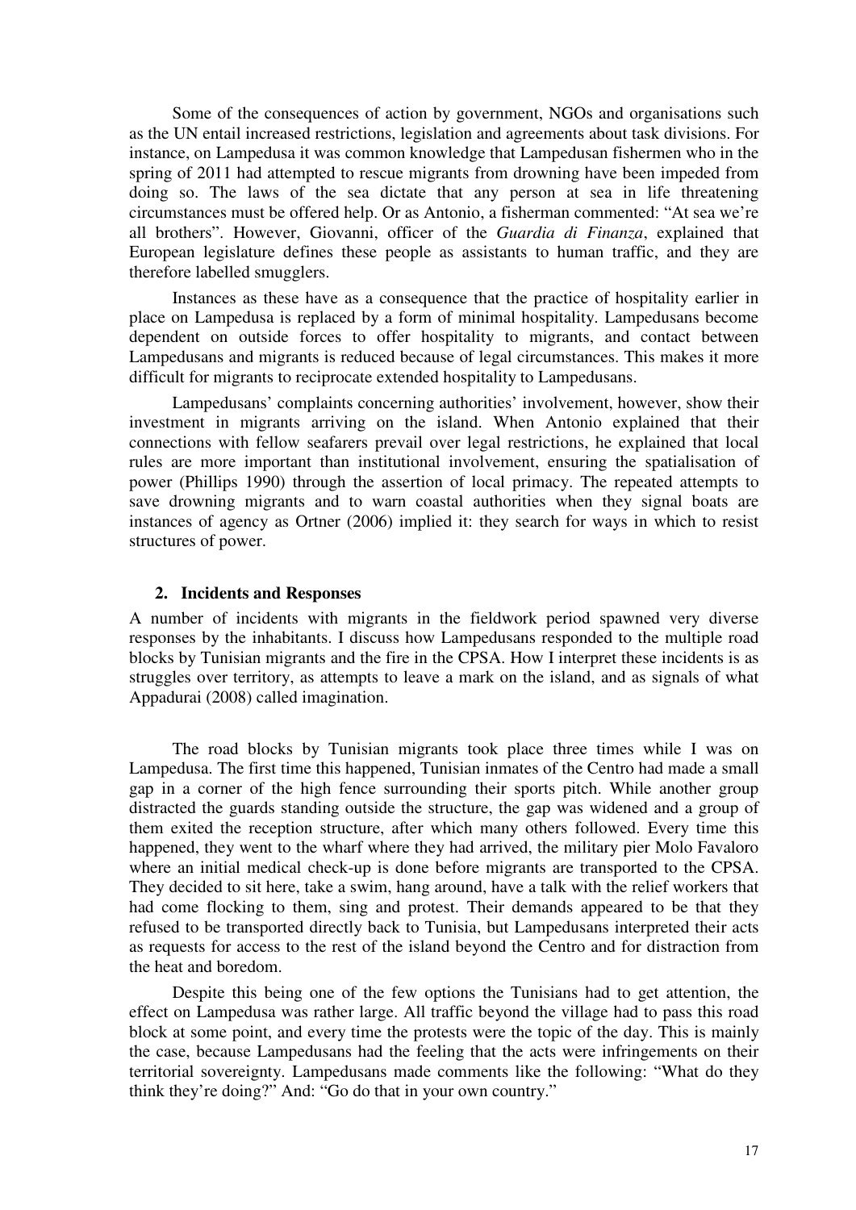Some of the consequences of action by government, NGOs and organisations such as the UN entail increased restrictions, legislation and agreements about task divisions. For instance, on Lampedusa it was common knowledge that Lampedusan fishermen who in the spring of 2011 had attempted to rescue migrants from drowning have been impeded from doing so. The laws of the sea dictate that any person at sea in life threatening circumstances must be offered help. Or as Antonio, a fisherman commented: "At sea we're all brothers". However, Giovanni, officer of the *Guardia di Finanza*, explained that European legislature defines these people as assistants to human traffic, and they are therefore labelled smugglers.

Instances as these have as a consequence that the practice of hospitality earlier in place on Lampedusa is replaced by a form of minimal hospitality. Lampedusans become dependent on outside forces to offer hospitality to migrants, and contact between Lampedusans and migrants is reduced because of legal circumstances. This makes it more difficult for migrants to reciprocate extended hospitality to Lampedusans.

Lampedusans' complaints concerning authorities' involvement, however, show their investment in migrants arriving on the island. When Antonio explained that their connections with fellow seafarers prevail over legal restrictions, he explained that local rules are more important than institutional involvement, ensuring the spatialisation of power (Phillips 1990) through the assertion of local primacy. The repeated attempts to save drowning migrants and to warn coastal authorities when they signal boats are instances of agency as Ortner (2006) implied it: they search for ways in which to resist structures of power.

## 2. Incidents and Responses

A number of incidents with migrants in the fieldwork period spawned very diverse responses by the inhabitants. I discuss how Lampedusans responded to the multiple road blocks by Tunisian migrants and the fire in the CPSA. How I interpret these incidents is as struggles over territory, as attempts to leave a mark on the island, and as signals of what Appadurai (2008) called imagination.

The road blocks by Tunisian migrants took place three times while I was on Lampedusa. The first time this happened, Tunisian inmates of the Centro had made a small gap in a corner of the high fence surrounding their sports pitch. While another group distracted the guards standing outside the structure, the gap was widened and a group of them exited the reception structure, after which many others followed. Every time this happened, they went to the wharf where they had arrived, the military pier Molo Favaloro where an initial medical check-up is done before migrants are transported to the CPSA. They decided to sit here, take a swim, hang around, have a talk with the relief workers that had come flocking to them, sing and protest. Their demands appeared to be that they refused to be transported directly back to Tunisia, but Lampedusans interpreted their acts as requests for access to the rest of the island beyond the Centro and for distraction from the heat and boredom.

Despite this being one of the few options the Tunisians had to get attention, the effect on Lampedusa was rather large. All traffic beyond the village had to pass this road block at some point, and every time the protests were the topic of the day. This is mainly the case, because Lampedusans had the feeling that the acts were infringements on their territorial sovereignty. Lampedusans made comments like the following: "What do they think they're doing?" And: "Go do that in your own country."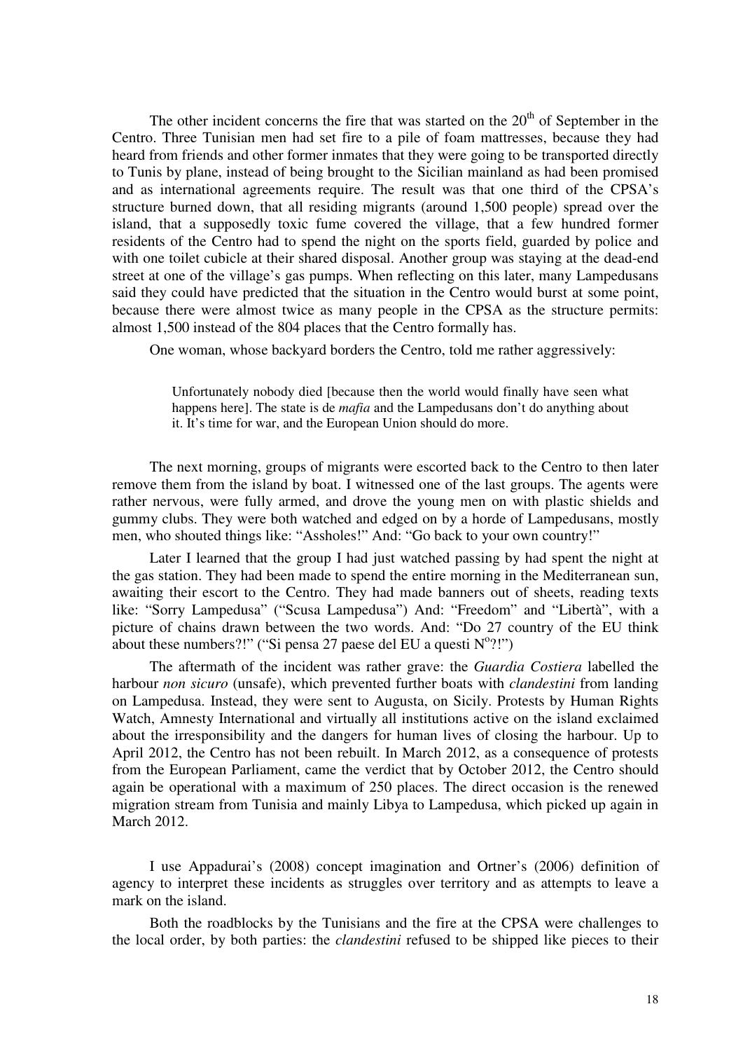The other incident concerns the fire that was started on the 20th of September in the Centro. Three Tunisian men had set fire to a pile of foam mattresses, because they had heard from friends and other former inmates that they were going to be transported directly to Tunis by plane, instead of being brought to the Sicilian mainland as had been promised and as international agreements require. The result was that one third of the CPSA's structure burned down, that all residing migrants (around 1,500 people) spread over the island, that a supposedly toxic fume covered the village, that a few hundred former residents of the Centro had to spend the night on the sports field, guarded by police and with one toilet cubicle at their shared disposal. Another group was staying at the dead-end street at one of the village's gas pumps. When reflecting on this later, many Lampedusans said they could have predicted that the situation in the Centro would burst at some point, because there were almost twice as many people in the CPSA as the structure permits: almost 1,500 instead of the 804 places that the Centro formally has.

One woman, whose backyard borders the Centro, told me rather aggressively:

> Unfortunately nobody died [because then the world would finally have seen what happens here]. The state is de *mafia* and the Lampedusans don't do anything about it. It's time for war, and the European Union should do more.

The next morning, groups of migrants were escorted back to the Centro to then later remove them from the island by boat. I witnessed one of the last groups. The agents were rather nervous, were fully armed, and drove the young men on with plastic shields and gummy clubs. They were both watched and edged on by a horde of Lampedusans, mostly men, who shouted things like: "Assholes!" And: "Go back to your own country!"

Later I learned that the group I had just watched passing by had spent the night at the gas station. They had been made to spend the entire morning in the Mediterranean sun, awaiting their escort to the Centro. They had made banners out of sheets, reading texts like: "Sorry Lampedusa" ("Scusa Lampedusa") And: "Freedom" and "Libertà", with a picture of chains drawn between the two words. And: "Do 27 country of the EU think about these numbers?!" ("Si pensa 27 paese del EU a questi N°?!")

The aftermath of the incident was rather grave: the *Guardia Costiera* labelled the harbour *non sicuro* (unsafe), which prevented further boats with *clandestini* from landing on Lampedusa. Instead, they were sent to Augusta, on Sicily. Protests by Human Rights Watch, Amnesty International and virtually all institutions active on the island exclaimed about the irresponsibility and the dangers for human lives of closing the harbour. Up to April 2012, the Centro has not been rebuilt. In March 2012, as a consequence of protests from the European Parliament, came the verdict that by October 2012, the Centro should again be operational with a maximum of 250 places. The direct occasion is the renewed migration stream from Tunisia and mainly Libya to Lampedusa, which picked up again in March 2012.

I use Appadurai's (2008) concept imagination and Ortner's (2006) definition of agency to interpret these incidents as struggles over territory and as attempts to leave a mark on the island.

Both the roadblocks by the Tunisians and the fire at the CPSA were challenges to the local order, by both parties: the *clandestini* refused to be shipped like pieces to their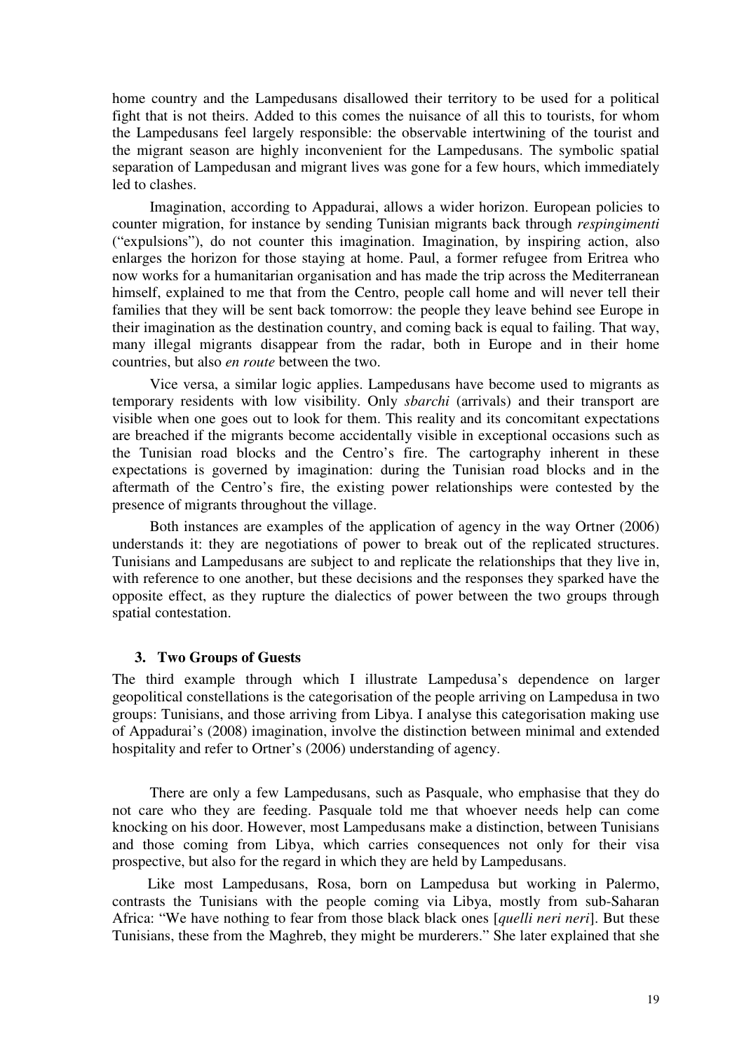home country and the Lampedusans disallowed their territory to be used for a political fight that is not theirs. Added to this comes the nuisance of all this to tourists, for whom the Lampedusans feel largely responsible: the observable intertwining of the tourist and the migrant season are highly inconvenient for the Lampedusans. The symbolic spatial separation of Lampedusan and migrant lives was gone for a few hours, which immediately led to clashes.

Imagination, according to Appadurai, allows a wider horizon. European policies to counter migration, for instance by sending Tunisian migrants back through *respingimenti* ("expulsions"), do not counter this imagination. Imagination, by inspiring action, also enlarges the horizon for those staying at home. Paul, a former refugee from Eritrea who now works for a humanitarian organisation and has made the trip across the Mediterranean himself, explained to me that from the Centro, people call home and will never tell their families that they will be sent back tomorrow: the people they leave behind see Europe in their imagination as the destination country, and coming back is equal to failing. That way, many illegal migrants disappear from the radar, both in Europe and in their home countries, but also *en route* between the two.

Vice versa, a similar logic applies. Lampedusans have become used to migrants as temporary residents with low visibility. Only *sbarchi* (arrivals) and their transport are visible when one goes out to look for them. This reality and its concomitant expectations are breached if the migrants become accidentally visible in exceptional occasions such as the Tunisian road blocks and the Centro's fire. The cartography inherent in these expectations is governed by imagination: during the Tunisian road blocks and in the aftermath of the Centro's fire, the existing power relationships were contested by the presence of migrants throughout the village.

Both instances are examples of the application of agency in the way Ortner (2006) understands it: they are negotiations of power to break out of the replicated structures. Tunisians and Lampedusans are subject to and replicate the relationships that they live in, with reference to one another, but these decisions and the responses they sparked have the opposite effect, as they rupture the dialectics of power between the two groups through spatial contestation.

### 3. Two Groups of Guests

The third example through which I illustrate Lampedusa's dependence on larger geopolitical constellations is the categorisation of the people arriving on Lampedusa in two groups: Tunisians, and those arriving from Libya. I analyse this categorisation making use of Appadurai's (2008) imagination, involve the distinction between minimal and extended hospitality and refer to Ortner's (2006) understanding of agency.

There are only a few Lampedusans, such as Pasquale, who emphasise that they do not care who they are feeding. Pasquale told me that whoever needs help can come knocking on his door. However, most Lampedusans make a distinction, between Tunisians and those coming from Libya, which carries consequences not only for their visa prospective, but also for the regard in which they are held by Lampedusans.

Like most Lampedusans, Rosa, born on Lampedusa but working in Palermo, contrasts the Tunisians with the people coming via Libya, mostly from sub-Saharan Africa: "We have nothing to fear from those black black ones [*quelli neri neri*]. But these Tunisians, these from the Maghreb, they might be murderers." She later explained that she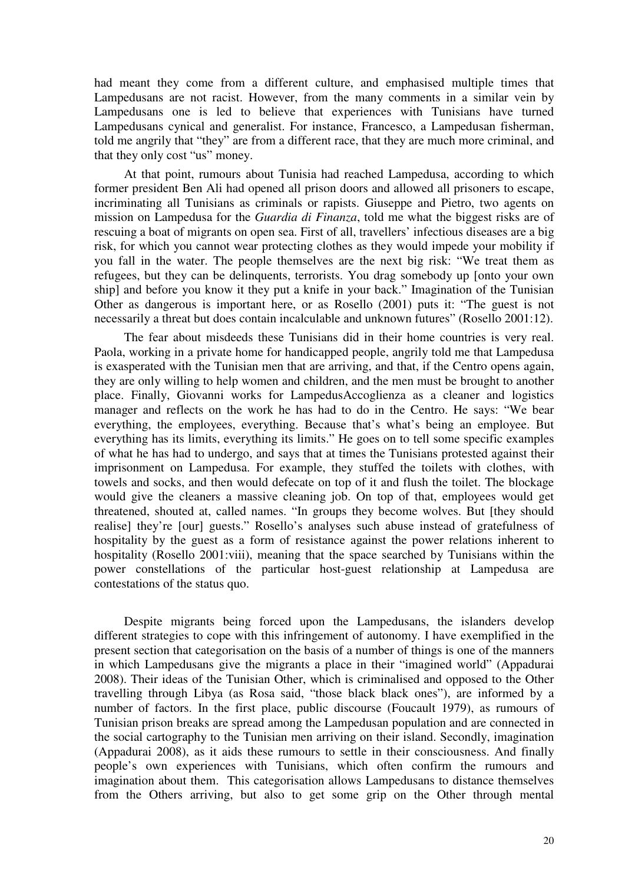had meant they come from a different culture, and emphasised multiple times that Lampedusans are not racist. However, from the many comments in a similar vein by Lampedusans one is led to believe that experiences with Tunisians have turned Lampedusans cynical and generalist. For instance, Francesco, a Lampedusan fisherman, told me angrily that "they" are from a different race, that they are much more criminal, and that they only cost "us" money.

At that point, rumours about Tunisia had reached Lampedusa, according to which former president Ben Ali had opened all prison doors and allowed all prisoners to escape, incriminating all Tunisians as criminals or rapists. Giuseppe and Pietro, two agents on mission on Lampedusa for the *Guardia di Finanza*, told me what the biggest risks are of rescuing a boat of migrants on open sea. First of all, travellers' infectious diseases are a big risk, for which you cannot wear protecting clothes as they would impede your mobility if you fall in the water. The people themselves are the next big risk: "We treat them as refugees, but they can be delinquents, terrorists. You drag somebody up [onto your own ship] and before you know it they put a knife in your back." Imagination of the Tunisian Other as dangerous is important here, or as Rosello (2001) puts it: "The guest is not necessarily a threat but does contain incalculable and unknown futures" (Rosello 2001:12).

The fear about misdeeds these Tunisians did in their home countries is very real. Paola, working in a private home for handicapped people, angrily told me that Lampedusa is exasperated with the Tunisian men that are arriving, and that, if the Centro opens again, they are only willing to help women and children, and the men must be brought to another place. Finally, Giovanni works for LampedusAccoglienza as a cleaner and logistics manager and reflects on the work he has had to do in the Centro. He says: "We bear everything, the employees, everything. Because that's what's being an employee. But everything has its limits, everything its limits." He goes on to tell some specific examples of what he has had to undergo, and says that at times the Tunisians protested against their imprisonment on Lampedusa. For example, they stuffed the toilets with clothes, with towels and socks, and then would defecate on top of it and flush the toilet. The blockage would give the cleaners a massive cleaning job. On top of that, employees would get threatened, shouted at, called names. "In groups they become wolves. But [they should realise] they're [our] guests." Rosello's analyses such abuse instead of gratefulness of hospitality by the guest as a form of resistance against the power relations inherent to hospitality (Rosello 2001:viii), meaning that the space searched by Tunisians within the power constellations of the particular host-guest relationship at Lampedusa are contestations of the status quo.

Despite migrants being forced upon the Lampedusans, the islanders develop different strategies to cope with this infringement of autonomy. I have exemplified in the present section that categorisation on the basis of a number of things is one of the manners in which Lampedusans give the migrants a place in their "imagined world" (Appadurai 2008). Their ideas of the Tunisian Other, which is criminalised and opposed to the Other travelling through Libya (as Rosa said, "those black black ones"), are informed by a number of factors. In the first place, public discourse (Foucault 1979), as rumours of Tunisian prison breaks are spread among the Lampedusan population and are connected in the social cartography to the Tunisian men arriving on their island. Secondly, imagination (Appadurai 2008), as it aids these rumours to settle in their consciousness. And finally people's own experiences with Tunisians, which often confirm the rumours and imagination about them. This categorisation allows Lampedusans to distance themselves from the Others arriving, but also to get some grip on the Other through mental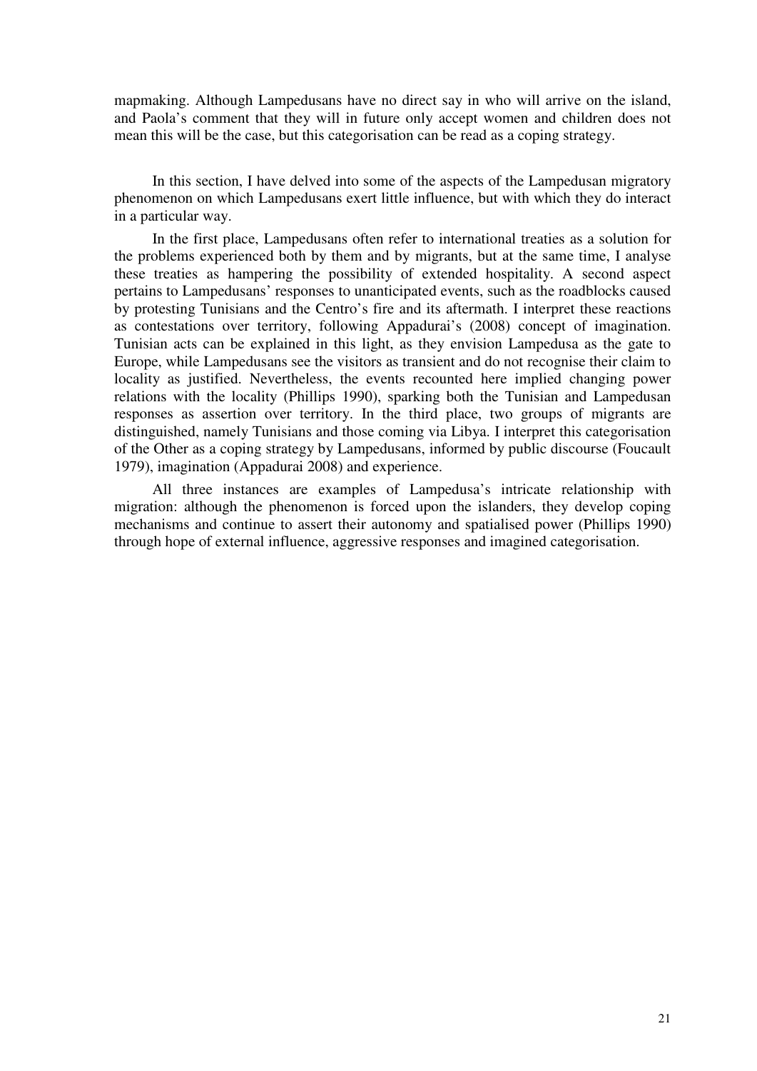mapmaking. Although Lampedusans have no direct say in who will arrive on the island, and Paola's comment that they will in future only accept women and children does not mean this will be the case, but this categorisation can be read as a coping strategy.

In this section, I have delved into some of the aspects of the Lampedusan migratory phenomenon on which Lampedusans exert little influence, but with which they do interact in a particular way.

In the first place, Lampedusans often refer to international treaties as a solution for the problems experienced both by them and by migrants, but at the same time, I analyse these treaties as hampering the possibility of extended hospitality. A second aspect pertains to Lampedusans' responses to unanticipated events, such as the roadblocks caused by protesting Tunisians and the Centro's fire and its aftermath. I interpret these reactions as contestations over territory, following Appadurai's (2008) concept of imagination. Tunisian acts can be explained in this light, as they envision Lampedusa as the gate to Europe, while Lampedusans see the visitors as transient and do not recognise their claim to locality as justified. Nevertheless, the events recounted here implied changing power relations with the locality (Phillips 1990), sparking both the Tunisian and Lampedusan responses as assertion over territory. In the third place, two groups of migrants are distinguished, namely Tunisians and those coming via Libya. I interpret this categorisation of the Other as a coping strategy by Lampedusans, informed by public discourse (Foucault 1979), imagination (Appadurai 2008) and experience.

All three instances are examples of Lampedusa's intricate relationship with migration: although the phenomenon is forced upon the islanders, they develop coping mechanisms and continue to assert their autonomy and spatialised power (Phillips 1990) through hope of external influence, aggressive responses and imagined categorisation.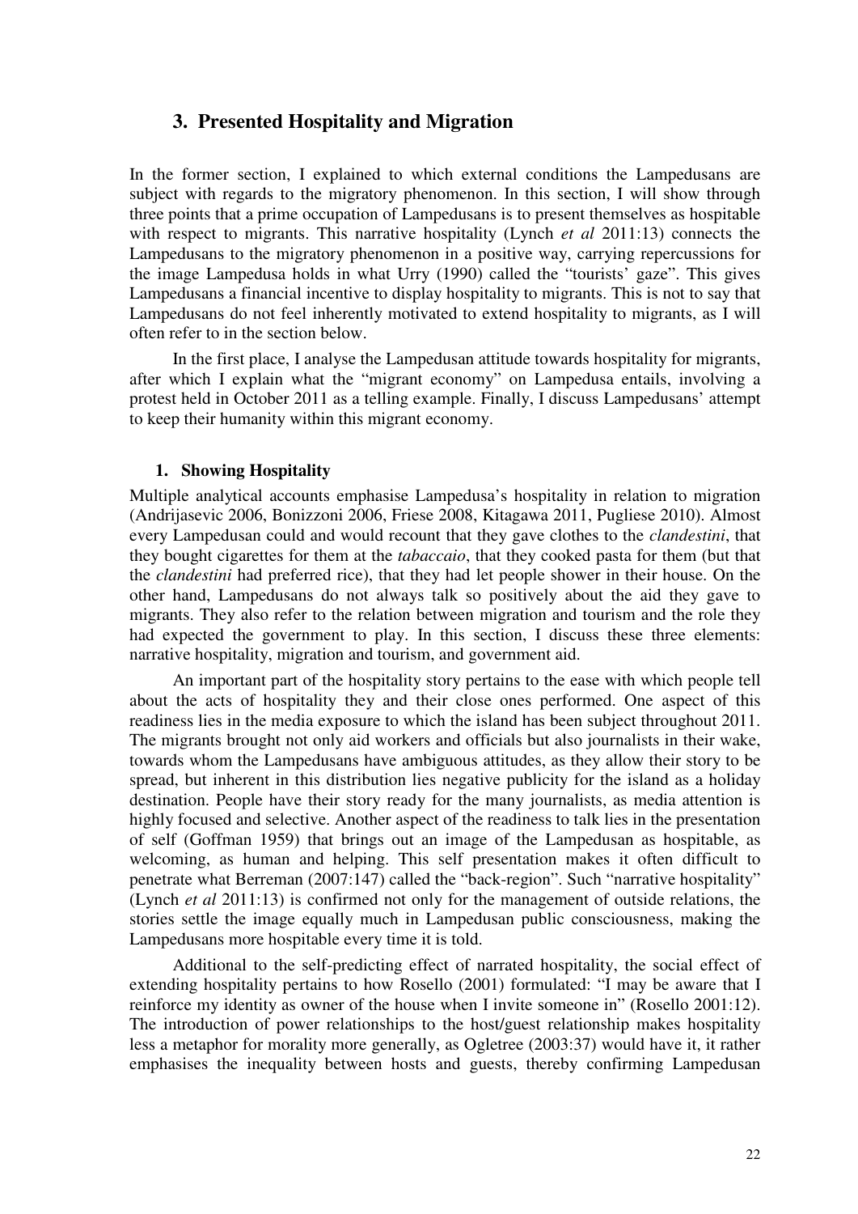## 3. Presented Hospitality and Migration

In the former section, I explained to which external conditions the Lampedusans are subject with regards to the migratory phenomenon. In this section, I will show through three points that a prime occupation of Lampedusans is to present themselves as hospitable with respect to migrants. This narrative hospitality (Lynch *et al* 2011:13) connects the Lampedusans to the migratory phenomenon in a positive way, carrying repercussions for the image Lampedusa holds in what Urry (1990) called the "tourists' gaze". This gives Lampedusans a financial incentive to display hospitality to migrants. This is not to say that Lampedusans do not feel inherently motivated to extend hospitality to migrants, as I will often refer to in the section below.

In the first place, I analyse the Lampedusan attitude towards hospitality for migrants, after which I explain what the "migrant economy" on Lampedusa entails, involving a protest held in October 2011 as a telling example. Finally, I discuss Lampedusans' attempt to keep their humanity within this migrant economy.

### 1. Showing Hospitality

Multiple analytical accounts emphasise Lampedusa's hospitality in relation to migration (Andrijasevic 2006, Bonizzoni 2006, Friese 2008, Kitagawa 2011, Pugliese 2010). Almost every Lampedusan could and would recount that they gave clothes to the *clandestini*, that they bought cigarettes for them at the *tabaccaio*, that they cooked pasta for them (but that the *clandestini* had preferred rice), that they had let people shower in their house. On the other hand, Lampedusans do not always talk so positively about the aid they gave to migrants. They also refer to the relation between migration and tourism and the role they had expected the government to play. In this section, I discuss these three elements: narrative hospitality, migration and tourism, and government aid.

An important part of the hospitality story pertains to the ease with which people tell about the acts of hospitality they and their close ones performed. One aspect of this readiness lies in the media exposure to which the island has been subject throughout 2011. The migrants brought not only aid workers and officials but also journalists in their wake, towards whom the Lampedusans have ambiguous attitudes, as they allow their story to be spread, but inherent in this distribution lies negative publicity for the island as a holiday destination. People have their story ready for the many journalists, as media attention is highly focused and selective. Another aspect of the readiness to talk lies in the presentation of self (Goffman 1959) that brings out an image of the Lampedusan as hospitable, as welcoming, as human and helping. This self presentation makes it often difficult to penetrate what Berreman (2007:147) called the "back-region". Such "narrative hospitality" (Lynch *et al* 2011:13) is confirmed not only for the management of outside relations, the stories settle the image equally much in Lampedusan public consciousness, making the Lampedusans more hospitable every time it is told.

Additional to the self-predicting effect of narrated hospitality, the social effect of extending hospitality pertains to how Rosello (2001) formulated: "I may be aware that I reinforce my identity as owner of the house when I invite someone in" (Rosello 2001:12). The introduction of power relationships to the host/guest relationship makes hospitality less a metaphor for morality more generally, as Ogletree (2003:37) would have it, it rather emphasises the inequality between hosts and guests, thereby confirming Lampedusan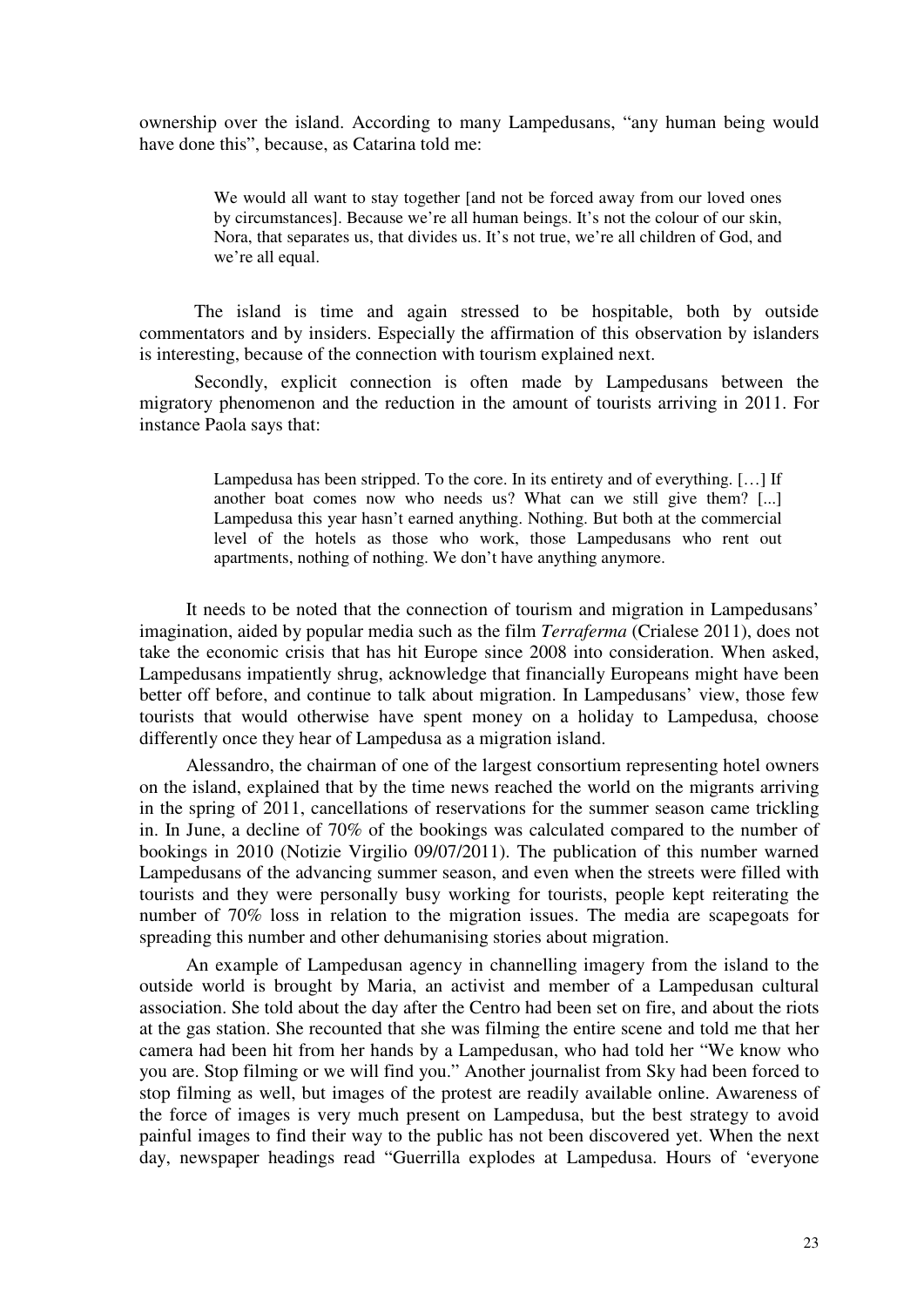ownership over the island. According to many Lampedusans, "any human being would have done this", because, as Catarina told me:

> We would all want to stay together [and not be forced away from our loved ones by circumstances]. Because we're all human beings. It's not the colour of our skin, Nora, that separates us, that divides us. It's not true, we're all children of God, and we're all equal.

The island is time and again stressed to be hospitable, both by outside commentators and by insiders. Especially the affirmation of this observation by islanders is interesting, because of the connection with tourism explained next.

Secondly, explicit connection is often made by Lampedusans between the migratory phenomenon and the reduction in the amount of tourists arriving in 2011. For instance Paola says that:

> Lampedusa has been stripped. To the core. In its entirety and of everything. […] If another boat comes now who needs us? What can we still give them? [...] Lampedusa this year hasn't earned anything. Nothing. But both at the commercial level of the hotels as those who work, those Lampedusans who rent out apartments, nothing of nothing. We don't have anything anymore.

It needs to be noted that the connection of tourism and migration in Lampedusans' imagination, aided by popular media such as the film *Terraferma* (Crialese 2011), does not take the economic crisis that has hit Europe since 2008 into consideration. When asked, Lampedusans impatiently shrug, acknowledge that financially Europeans might have been better off before, and continue to talk about migration. In Lampedusans' view, those few tourists that would otherwise have spent money on a holiday to Lampedusa, choose differently once they hear of Lampedusa as a migration island.

Alessandro, the chairman of one of the largest consortium representing hotel owners on the island, explained that by the time news reached the world on the migrants arriving in the spring of 2011, cancellations of reservations for the summer season came trickling in. In June, a decline of 70% of the bookings was calculated compared to the number of bookings in 2010 (Notizie Virgilio 09/07/2011). The publication of this number warned Lampedusans of the advancing summer season, and even when the streets were filled with tourists and they were personally busy working for tourists, people kept reiterating the number of 70% loss in relation to the migration issues. The media are scapegoats for spreading this number and other dehumanising stories about migration.

An example of Lampedusan agency in channelling imagery from the island to the outside world is brought by Maria, an activist and member of a Lampedusan cultural association. She told about the day after the Centro had been set on fire, and about the riots at the gas station. She recounted that she was filming the entire scene and told me that her camera had been hit from her hands by a Lampedusan, who had told her "We know who you are. Stop filming or we will find you." Another journalist from Sky had been forced to stop filming as well, but images of the protest are readily available online. Awareness of the force of images is very much present on Lampedusa, but the best strategy to avoid painful images to find their way to the public has not been discovered yet. When the next day, newspaper headings read "Guerrilla explodes at Lampedusa. Hours of 'everyone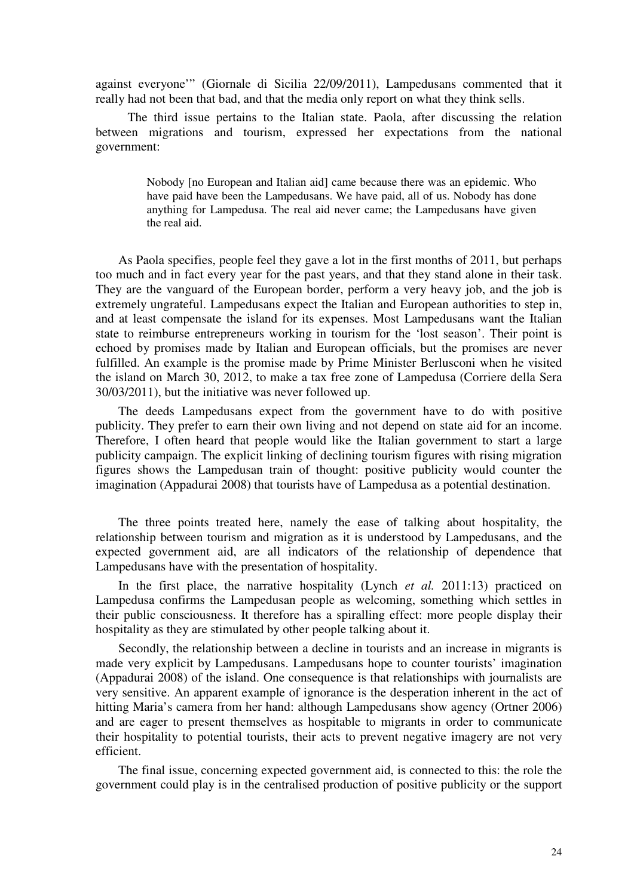against everyone'" (Giornale di Sicilia 22/09/2011), Lampedusans commented that it really had not been that bad, and that the media only report on what they think sells.

The third issue pertains to the Italian state. Paola, after discussing the relation between migrations and tourism, expressed her expectations from the national government:

> Nobody [no European and Italian aid] came because there was an epidemic. Who have paid have been the Lampedusans. We have paid, all of us. Nobody has done anything for Lampedusa. The real aid never came; the Lampedusans have given the real aid.

As Paola specifies, people feel they gave a lot in the first months of 2011, but perhaps too much and in fact every year for the past years, and that they stand alone in their task. They are the vanguard of the European border, perform a very heavy job, and the job is extremely ungrateful. Lampedusans expect the Italian and European authorities to step in, and at least compensate the island for its expenses. Most Lampedusans want the Italian state to reimburse entrepreneurs working in tourism for the 'lost season'. Their point is echoed by promises made by Italian and European officials, but the promises are never fulfilled. An example is the promise made by Prime Minister Berlusconi when he visited the island on March 30, 2012, to make a tax free zone of Lampedusa (Corriere della Sera 30/03/2011), but the initiative was never followed up.

The deeds Lampedusans expect from the government have to do with positive publicity. They prefer to earn their own living and not depend on state aid for an income. Therefore, I often heard that people would like the Italian government to start a large publicity campaign. The explicit linking of declining tourism figures with rising migration figures shows the Lampedusan train of thought: positive publicity would counter the imagination (Appadurai 2008) that tourists have of Lampedusa as a potential destination.

The three points treated here, namely the ease of talking about hospitality, the relationship between tourism and migration as it is understood by Lampedusans, and the expected government aid, are all indicators of the relationship of dependence that Lampedusans have with the presentation of hospitality.

In the first place, the narrative hospitality (Lynch *et al.* 2011:13) practiced on Lampedusa confirms the Lampedusan people as welcoming, something which settles in their public consciousness. It therefore has a spiralling effect: more people display their hospitality as they are stimulated by other people talking about it.

Secondly, the relationship between a decline in tourists and an increase in migrants is made very explicit by Lampedusans. Lampedusans hope to counter tourists' imagination (Appadurai 2008) of the island. One consequence is that relationships with journalists are very sensitive. An apparent example of ignorance is the desperation inherent in the act of hitting Maria's camera from her hand: although Lampedusans show agency (Ortner 2006) and are eager to present themselves as hospitable to migrants in order to communicate their hospitality to potential tourists, their acts to prevent negative imagery are not very efficient.

The final issue, concerning expected government aid, is connected to this: the role the government could play is in the centralised production of positive publicity or the support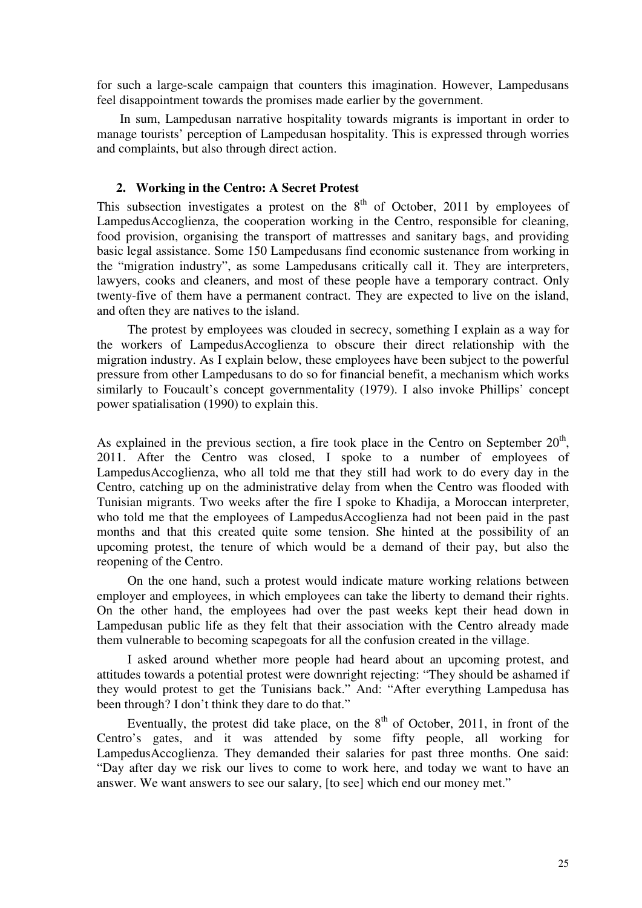for such a large-scale campaign that counters this imagination. However, Lampedusans feel disappointment towards the promises made earlier by the government.

In sum, Lampedusan narrative hospitality towards migrants is important in order to manage tourists' perception of Lampedusan hospitality. This is expressed through worries and complaints, but also through direct action.

### 2. Working in the Centro: A Secret Protest

This subsection investigates a protest on the 8th of October, 2011 by employees of LampedusAccoglienza, the cooperation working in the Centro, responsible for cleaning, food provision, organising the transport of mattresses and sanitary bags, and providing basic legal assistance. Some 150 Lampedusans find economic sustenance from working in the "migration industry", as some Lampedusans critically call it. They are interpreters, lawyers, cooks and cleaners, and most of these people have a temporary contract. Only twenty-five of them have a permanent contract. They are expected to live on the island, and often they are natives to the island.

The protest by employees was clouded in secrecy, something I explain as a way for the workers of LampedusAccoglienza to obscure their direct relationship with the migration industry. As I explain below, these employees have been subject to the powerful pressure from other Lampedusans to do so for financial benefit, a mechanism which works similarly to Foucault's concept governmentality (1979). I also invoke Phillips' concept power spatialisation (1990) to explain this.

As explained in the previous section, a fire took place in the Centro on September 20th, 2011. After the Centro was closed, I spoke to a number of employees of LampedusAccoglienza, who all told me that they still had work to do every day in the Centro, catching up on the administrative delay from when the Centro was flooded with Tunisian migrants. Two weeks after the fire I spoke to Khadija, a Moroccan interpreter, who told me that the employees of LampedusAccoglienza had not been paid in the past months and that this created quite some tension. She hinted at the possibility of an upcoming protest, the tenure of which would be a demand of their pay, but also the reopening of the Centro.

On the one hand, such a protest would indicate mature working relations between employer and employees, in which employees can take the liberty to demand their rights. On the other hand, the employees had over the past weeks kept their head down in Lampedusan public life as they felt that their association with the Centro already made them vulnerable to becoming scapegoats for all the confusion created in the village.

I asked around whether more people had heard about an upcoming protest, and attitudes towards a potential protest were downright rejecting: "They should be ashamed if they would protest to get the Tunisians back." And: "After everything Lampedusa has been through? I don't think they dare to do that."

Eventually, the protest did take place, on the 8th of October, 2011, in front of the Centro's gates, and it was attended by some fifty people, all working for LampedusAccoglienza. They demanded their salaries for past three months. One said: "Day after day we risk our lives to come to work here, and today we want to have an answer. We want answers to see our salary, [to see] which end our money met."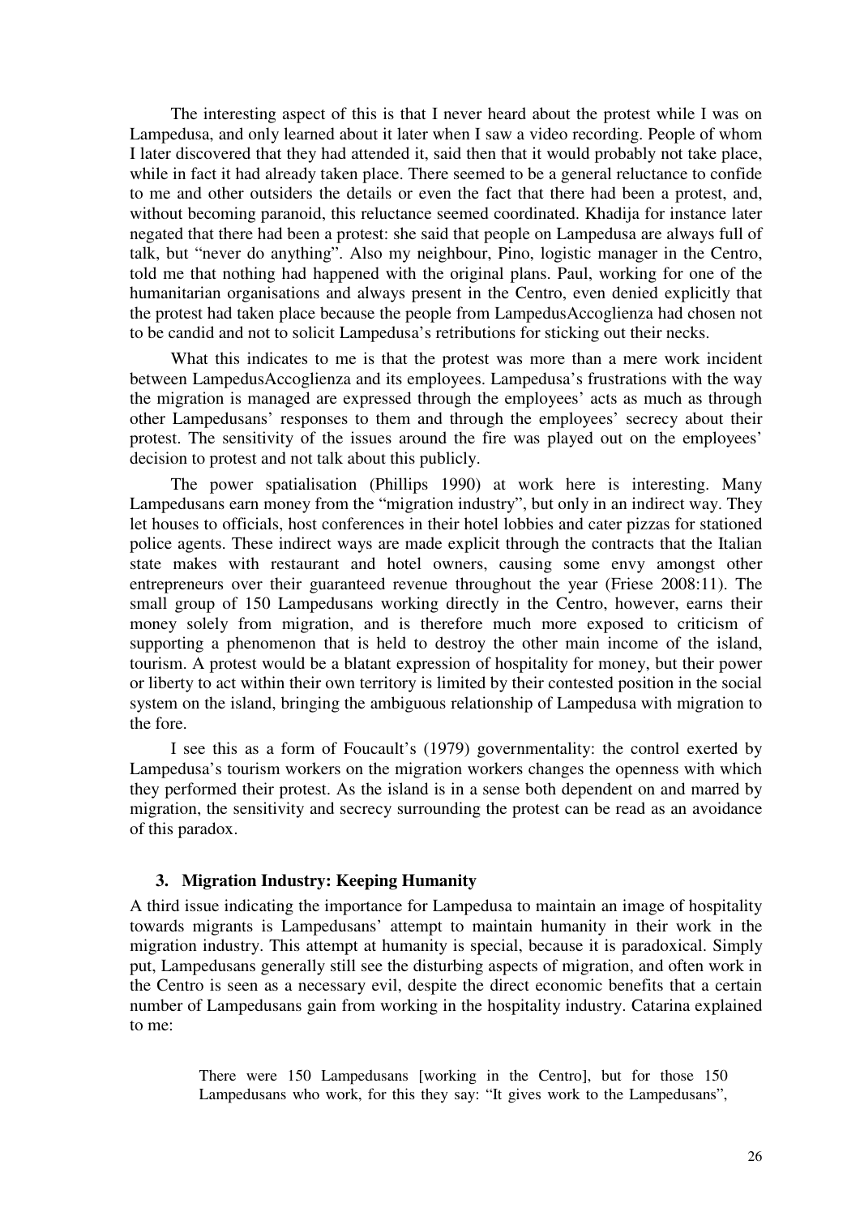The interesting aspect of this is that I never heard about the protest while I was on Lampedusa, and only learned about it later when I saw a video recording. People of whom I later discovered that they had attended it, said then that it would probably not take place, while in fact it had already taken place. There seemed to be a general reluctance to confide to me and other outsiders the details or even the fact that there had been a protest, and, without becoming paranoid, this reluctance seemed coordinated. Khadija for instance later negated that there had been a protest: she said that people on Lampedusa are always full of talk, but "never do anything". Also my neighbour, Pino, logistic manager in the Centro, told me that nothing had happened with the original plans. Paul, working for one of the humanitarian organisations and always present in the Centro, even denied explicitly that the protest had taken place because the people from LampedusAccoglienza had chosen not to be candid and not to solicit Lampedusa's retributions for sticking out their necks.

What this indicates to me is that the protest was more than a mere work incident between LampedusAccoglienza and its employees. Lampedusa's frustrations with the way the migration is managed are expressed through the employees' acts as much as through other Lampedusans' responses to them and through the employees' secrecy about their protest. The sensitivity of the issues around the fire was played out on the employees' decision to protest and not talk about this publicly.

The power spatialisation (Phillips 1990) at work here is interesting. Many Lampedusans earn money from the "migration industry", but only in an indirect way. They let houses to officials, host conferences in their hotel lobbies and cater pizzas for stationed police agents. These indirect ways are made explicit through the contracts that the Italian state makes with restaurant and hotel owners, causing some envy amongst other entrepreneurs over their guaranteed revenue throughout the year (Friese 2008:11). The small group of 150 Lampedusans working directly in the Centro, however, earns their money solely from migration, and is therefore much more exposed to criticism of supporting a phenomenon that is held to destroy the other main income of the island, tourism. A protest would be a blatant expression of hospitality for money, but their power or liberty to act within their own territory is limited by their contested position in the social system on the island, bringing the ambiguous relationship of Lampedusa with migration to the fore.

I see this as a form of Foucault's (1979) governmentality: the control exerted by Lampedusa's tourism workers on the migration workers changes the openness with which they performed their protest. As the island is in a sense both dependent on and marred by migration, the sensitivity and secrecy surrounding the protest can be read as an avoidance of this paradox.

### 3. Migration Industry: Keeping Humanity

A third issue indicating the importance for Lampedusa to maintain an image of hospitality towards migrants is Lampedusans' attempt to maintain humanity in their work in the migration industry. This attempt at humanity is special, because it is paradoxical. Simply put, Lampedusans generally still see the disturbing aspects of migration, and often work in the Centro is seen as a necessary evil, despite the direct economic benefits that a certain number of Lampedusans gain from working in the hospitality industry. Catarina explained to me:

> There were 150 Lampedusans [working in the Centro], but for those 150 Lampedusans who work, for this they say: "It gives work to the Lampedusans",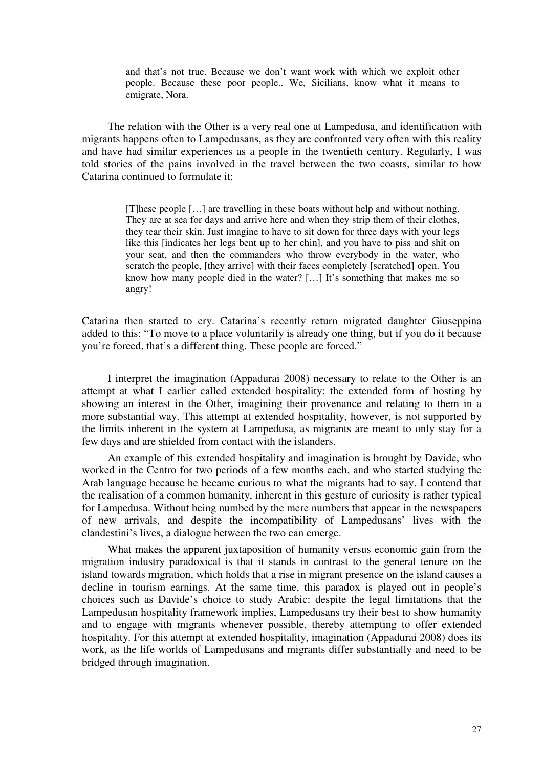> and that's not true. Because we don't want work with which we exploit other people. Because these poor people.. We, Sicilians, know what it means to emigrate, Nora.

The relation with the Other is a very real one at Lampedusa, and identification with migrants happens often to Lampedusans, as they are confronted very often with this reality and have had similar experiences as a people in the twentieth century. Regularly, I was told stories of the pains involved in the travel between the two coasts, similar to how Catarina continued to formulate it:

> [T]hese people […] are travelling in these boats without help and without nothing. They are at sea for days and arrive here and when they strip them of their clothes, they tear their skin. Just imagine to have to sit down for three days with your legs like this [indicates her legs bent up to her chin], and you have to piss and shit on your seat, and then the commanders who throw everybody in the water, who scratch the people, [they arrive] with their faces completely [scratched] open. You know how many people died in the water? […] It's something that makes me so angry!

Catarina then started to cry. Catarina's recently return migrated daughter Giuseppina added to this: "To move to a place voluntarily is already one thing, but if you do it because you're forced, that's a different thing. These people are forced."

I interpret the imagination (Appadurai 2008) necessary to relate to the Other is an attempt at what I earlier called extended hospitality: the extended form of hosting by showing an interest in the Other, imagining their provenance and relating to them in a more substantial way. This attempt at extended hospitality, however, is not supported by the limits inherent in the system at Lampedusa, as migrants are meant to only stay for a few days and are shielded from contact with the islanders.

An example of this extended hospitality and imagination is brought by Davide, who worked in the Centro for two periods of a few months each, and who started studying the Arab language because he became curious to what the migrants had to say. I contend that the realisation of a common humanity, inherent in this gesture of curiosity is rather typical for Lampedusa. Without being numbed by the mere numbers that appear in the newspapers of new arrivals, and despite the incompatibility of Lampedusans' lives with the clandestini's lives, a dialogue between the two can emerge.

What makes the apparent juxtaposition of humanity versus economic gain from the migration industry paradoxical is that it stands in contrast to the general tenure on the island towards migration, which holds that a rise in migrant presence on the island causes a decline in tourism earnings. At the same time, this paradox is played out in people's choices such as Davide's choice to study Arabic: despite the legal limitations that the Lampedusan hospitality framework implies, Lampedusans try their best to show humanity and to engage with migrants whenever possible, thereby attempting to offer extended hospitality. For this attempt at extended hospitality, imagination (Appadurai 2008) does its work, as the life worlds of Lampedusans and migrants differ substantially and need to be bridged through imagination.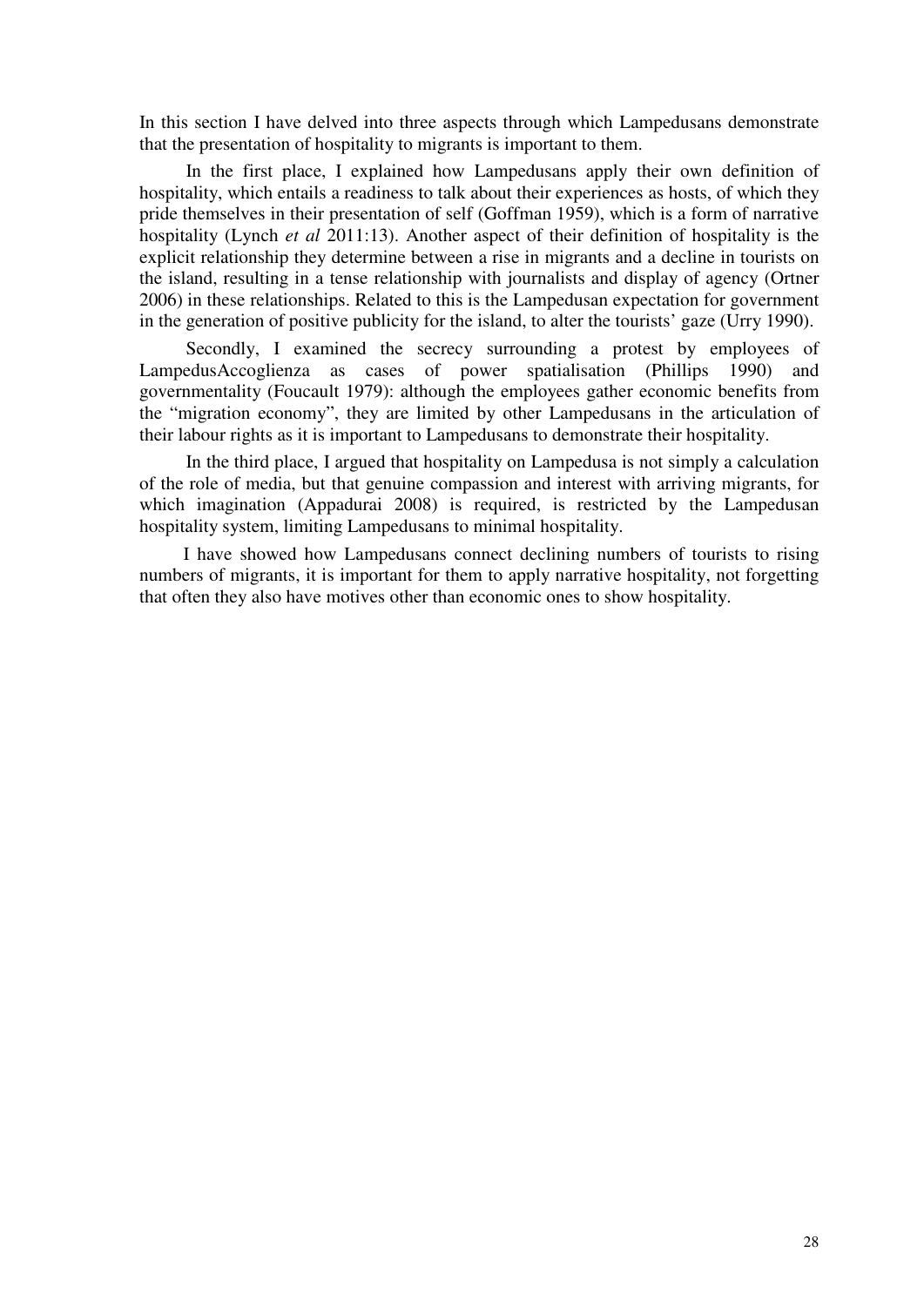In this section I have delved into three aspects through which Lampedusans demonstrate that the presentation of hospitality to migrants is important to them.

In the first place, I explained how Lampedusans apply their own definition of hospitality, which entails a readiness to talk about their experiences as hosts, of which they pride themselves in their presentation of self (Goffman 1959), which is a form of narrative hospitality (Lynch *et al* 2011:13). Another aspect of their definition of hospitality is the explicit relationship they determine between a rise in migrants and a decline in tourists on the island, resulting in a tense relationship with journalists and display of agency (Ortner 2006) in these relationships. Related to this is the Lampedusan expectation for government in the generation of positive publicity for the island, to alter the tourists' gaze (Urry 1990).

Secondly, I examined the secrecy surrounding a protest by employees of LampedusAccoglienza as cases of power spatialisation (Phillips 1990) and governmentality (Foucault 1979): although the employees gather economic benefits from the "migration economy", they are limited by other Lampedusans in the articulation of their labour rights as it is important to Lampedusans to demonstrate their hospitality.

In the third place, I argued that hospitality on Lampedusa is not simply a calculation of the role of media, but that genuine compassion and interest with arriving migrants, for which imagination (Appadurai 2008) is required, is restricted by the Lampedusan hospitality system, limiting Lampedusans to minimal hospitality.

I have showed how Lampedusans connect declining numbers of tourists to rising numbers of migrants, it is important for them to apply narrative hospitality, not forgetting that often they also have motives other than economic ones to show hospitality.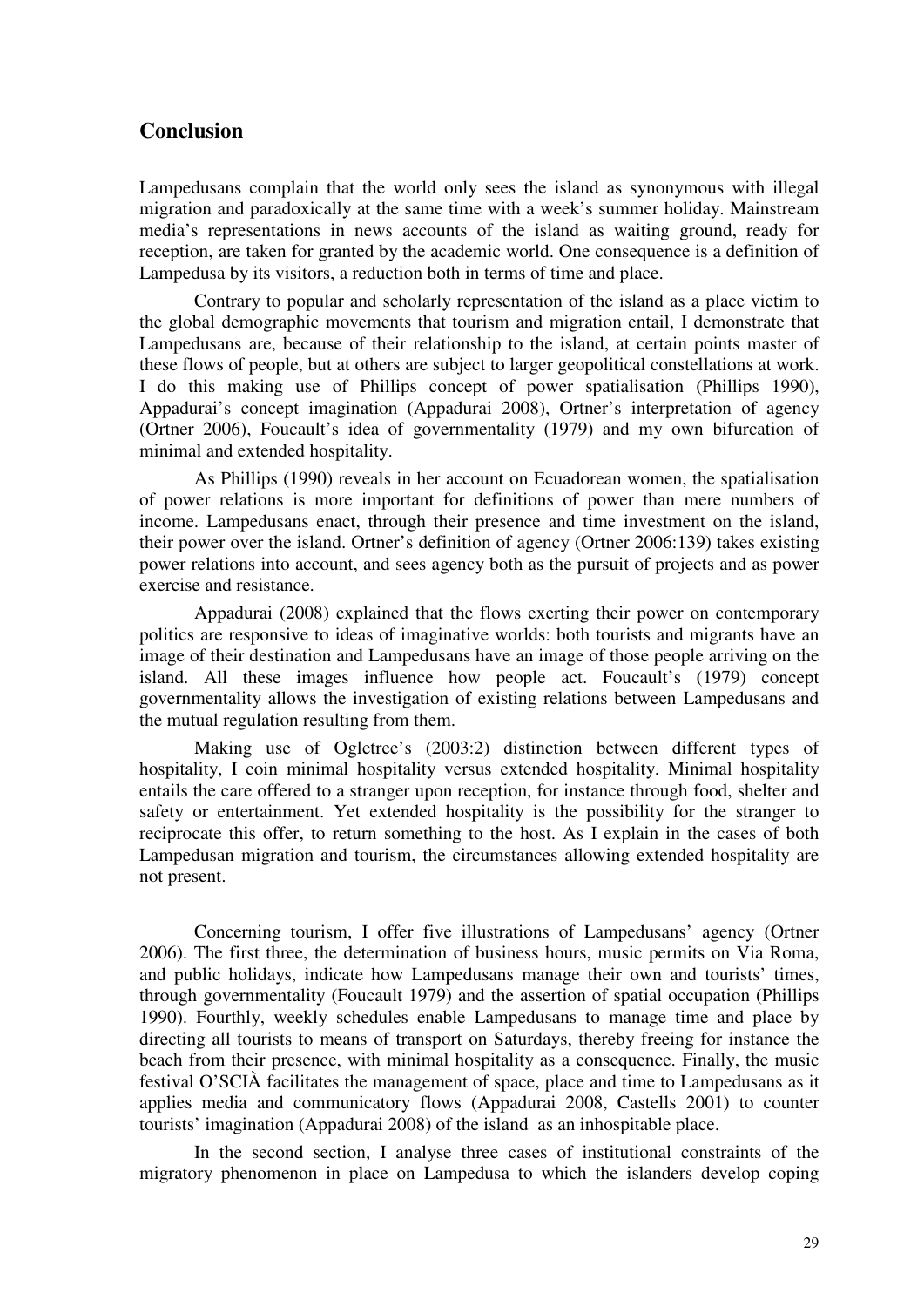## Conclusion

Lampedusans complain that the world only sees the island as synonymous with illegal migration and paradoxically at the same time with a week's summer holiday. Mainstream media's representations in news accounts of the island as waiting ground, ready for reception, are taken for granted by the academic world. One consequence is a definition of Lampedusa by its visitors, a reduction both in terms of time and place.

Contrary to popular and scholarly representation of the island as a place victim to the global demographic movements that tourism and migration entail, I demonstrate that Lampedusans are, because of their relationship to the island, at certain points master of these flows of people, but at others are subject to larger geopolitical constellations at work. I do this making use of Phillips concept of power spatialisation (Phillips 1990), Appadurai's concept imagination (Appadurai 2008), Ortner's interpretation of agency (Ortner 2006), Foucault's idea of governmentality (1979) and my own bifurcation of minimal and extended hospitality.

As Phillips (1990) reveals in her account on Ecuadorean women, the spatialisation of power relations is more important for definitions of power than mere numbers of income. Lampedusans enact, through their presence and time investment on the island, their power over the island. Ortner's definition of agency (Ortner 2006:139) takes existing power relations into account, and sees agency both as the pursuit of projects and as power exercise and resistance.

Appadurai (2008) explained that the flows exerting their power on contemporary politics are responsive to ideas of imaginative worlds: both tourists and migrants have an image of their destination and Lampedusans have an image of those people arriving on the island. All these images influence how people act. Foucault's (1979) concept governmentality allows the investigation of existing relations between Lampedusans and the mutual regulation resulting from them.

Making use of Ogletree's (2003:2) distinction between different types of hospitality, I coin minimal hospitality versus extended hospitality. Minimal hospitality entails the care offered to a stranger upon reception, for instance through food, shelter and safety or entertainment. Yet extended hospitality is the possibility for the stranger to reciprocate this offer, to return something to the host. As I explain in the cases of both Lampedusan migration and tourism, the circumstances allowing extended hospitality are not present.

Concerning tourism, I offer five illustrations of Lampedusans' agency (Ortner 2006). The first three, the determination of business hours, music permits on Via Roma, and public holidays, indicate how Lampedusans manage their own and tourists' times, through governmentality (Foucault 1979) and the assertion of spatial occupation (Phillips 1990). Fourthly, weekly schedules enable Lampedusans to manage time and place by directing all tourists to means of transport on Saturdays, thereby freeing for instance the beach from their presence, with minimal hospitality as a consequence. Finally, the music festival O'SCIÀ facilitates the management of space, place and time to Lampedusans as it applies media and communicatory flows (Appadurai 2008, Castells 2001) to counter tourists' imagination (Appadurai 2008) of the island as an inhospitable place.

In the second section, I analyse three cases of institutional constraints of the migratory phenomenon in place on Lampedusa to which the islanders develop coping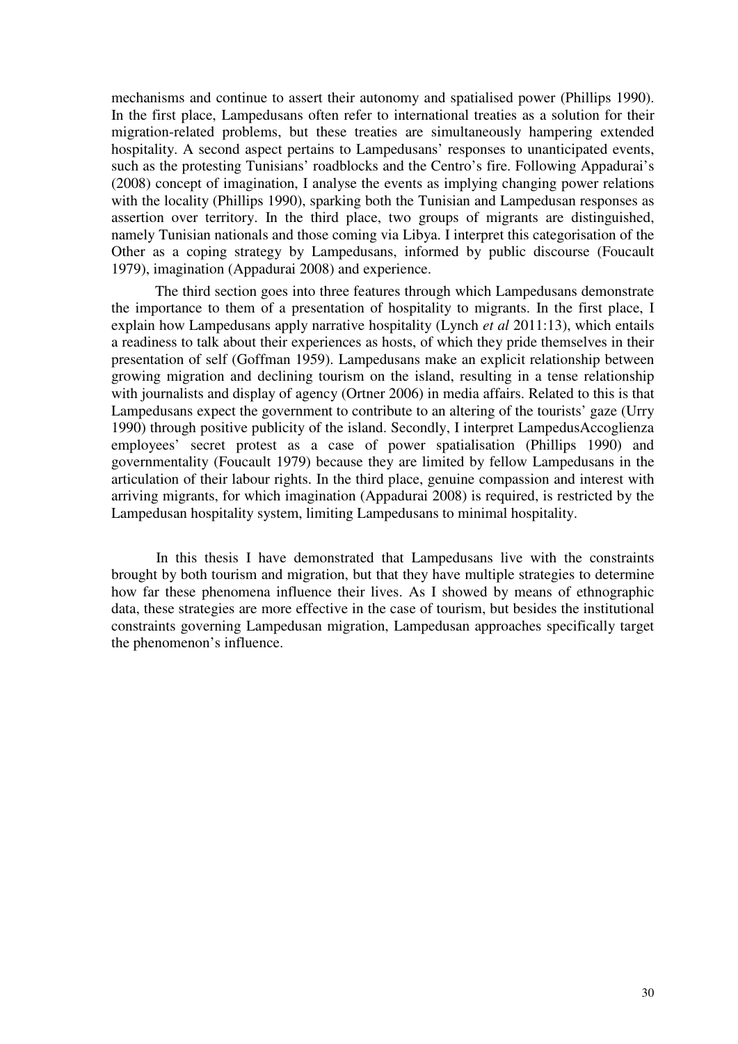mechanisms and continue to assert their autonomy and spatialised power (Phillips 1990). In the first place, Lampedusans often refer to international treaties as a solution for their migration-related problems, but these treaties are simultaneously hampering extended hospitality. A second aspect pertains to Lampedusans' responses to unanticipated events, such as the protesting Tunisians' roadblocks and the Centro's fire. Following Appadurai's (2008) concept of imagination, I analyse the events as implying changing power relations with the locality (Phillips 1990), sparking both the Tunisian and Lampedusan responses as assertion over territory. In the third place, two groups of migrants are distinguished, namely Tunisian nationals and those coming via Libya. I interpret this categorisation of the Other as a coping strategy by Lampedusans, informed by public discourse (Foucault 1979), imagination (Appadurai 2008) and experience.

The third section goes into three features through which Lampedusans demonstrate the importance to them of a presentation of hospitality to migrants. In the first place, I explain how Lampedusans apply narrative hospitality (Lynch *et al* 2011:13), which entails a readiness to talk about their experiences as hosts, of which they pride themselves in their presentation of self (Goffman 1959). Lampedusans make an explicit relationship between growing migration and declining tourism on the island, resulting in a tense relationship with journalists and display of agency (Ortner 2006) in media affairs. Related to this is that Lampedusans expect the government to contribute to an altering of the tourists' gaze (Urry 1990) through positive publicity of the island. Secondly, I interpret LampedusAccoglienza employees' secret protest as a case of power spatialisation (Phillips 1990) and governmentality (Foucault 1979) because they are limited by fellow Lampedusans in the articulation of their labour rights. In the third place, genuine compassion and interest with arriving migrants, for which imagination (Appadurai 2008) is required, is restricted by the Lampedusan hospitality system, limiting Lampedusans to minimal hospitality.

In this thesis I have demonstrated that Lampedusans live with the constraints brought by both tourism and migration, but that they have multiple strategies to determine how far these phenomena influence their lives. As I showed by means of ethnographic data, these strategies are more effective in the case of tourism, but besides the institutional constraints governing Lampedusan migration, Lampedusan approaches specifically target the phenomenon's influence.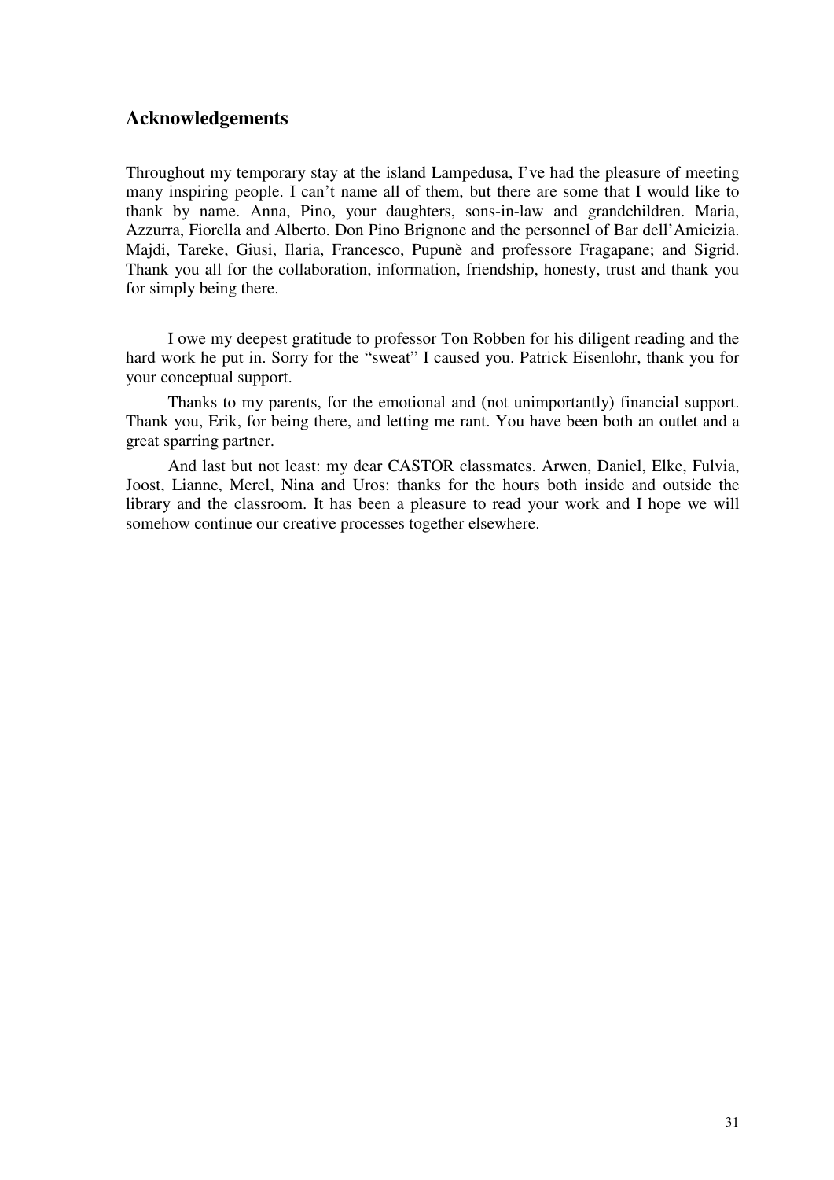## Acknowledgements

Throughout my temporary stay at the island Lampedusa, I've had the pleasure of meeting many inspiring people. I can't name all of them, but there are some that I would like to thank by name. Anna, Pino, your daughters, sons-in-law and grandchildren. Maria, Azzurra, Fiorella and Alberto. Don Pino Brignone and the personnel of Bar dell'Amicizia. Majdi, Tareke, Giusi, Ilaria, Francesco, Pupunè and professore Fragapane; and Sigrid. Thank you all for the collaboration, information, friendship, honesty, trust and thank you for simply being there.

I owe my deepest gratitude to professor Ton Robben for his diligent reading and the hard work he put in. Sorry for the "sweat" I caused you. Patrick Eisenlohr, thank you for your conceptual support.

Thanks to my parents, for the emotional and (not unimportantly) financial support. Thank you, Erik, for being there, and letting me rant. You have been both an outlet and a great sparring partner.

And last but not least: my dear CASTOR classmates. Arwen, Daniel, Elke, Fulvia, Joost, Lianne, Merel, Nina and Uros: thanks for the hours both inside and outside the library and the classroom. It has been a pleasure to read your work and I hope we will somehow continue our creative processes together elsewhere.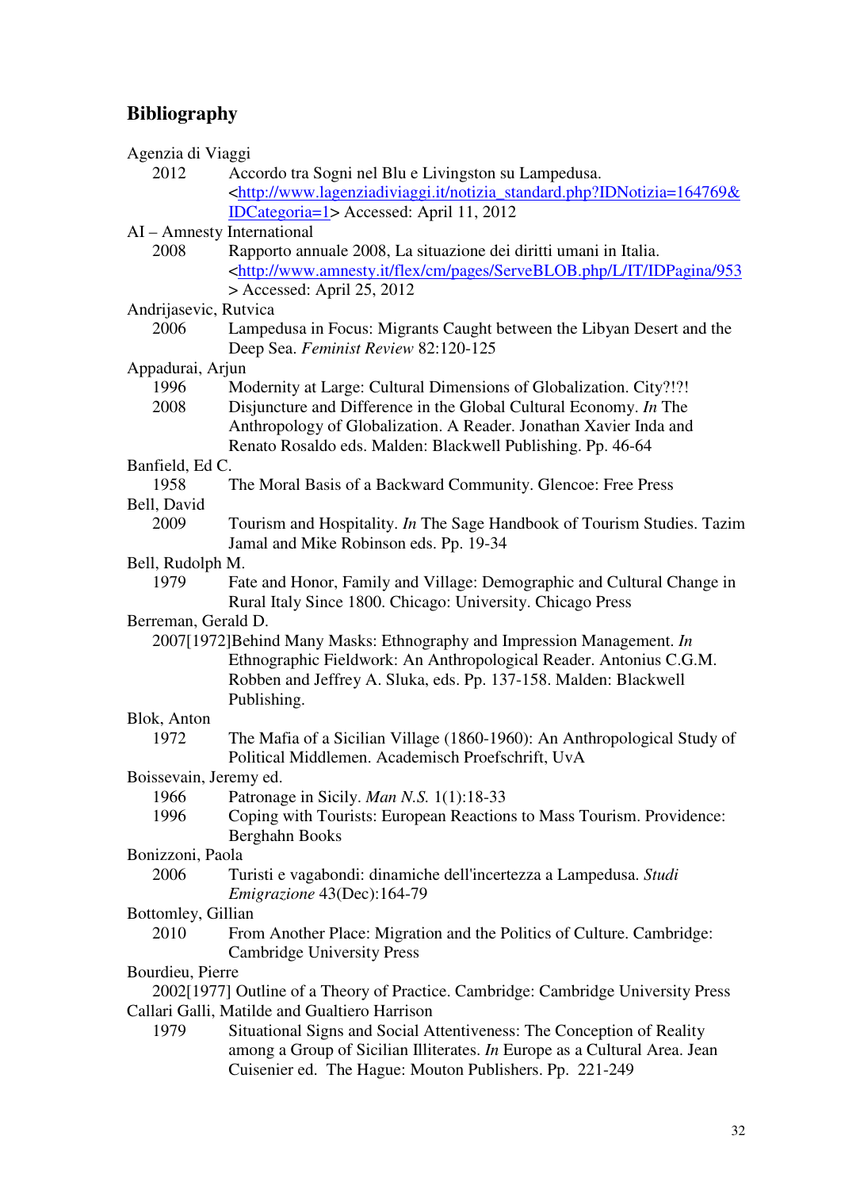## Bibliography

Agenzia di Viaggi

2012 Accordo tra Sogni nel Blu e Livingston su Lampedusa. <http://www.lagenziadiviaggi.it/notizia_standard.php?IDNotizia=164769&IDCategoria=1> Accessed: April 11, 2012

AI – Amnesty International

2008 Rapporto annuale 2008, La situazione dei diritti umani in Italia. <http://www.amnesty.it/flex/cm/pages/ServeBLOB.php/L/IT/IDPagina/953> Accessed: April 25, 2012

Andrijasevic, Rutvica

2006 Lampedusa in Focus: Migrants Caught between the Libyan Desert and the Deep Sea. *Feminist Review* 82:120-125

Appadurai, Arjun

1996 Modernity at Large: Cultural Dimensions of Globalization. City?!?!

2008 Disjuncture and Difference in the Global Cultural Economy. *In* The Anthropology of Globalization. A Reader. Jonathan Xavier Inda and Renato Rosaldo eds. Malden: Blackwell Publishing. Pp. 46-64

Banfield, Ed C.

1958 The Moral Basis of a Backward Community. Glencoe: Free Press

Bell, David

2009 Tourism and Hospitality. *In* The Sage Handbook of Tourism Studies. Tazim Jamal and Mike Robinson eds. Pp. 19-34

Bell, Rudolph M.

1979 Fate and Honor, Family and Village: Demographic and Cultural Change in Rural Italy Since 1800. Chicago: University. Chicago Press

Berreman, Gerald D.

2007[1972]Behind Many Masks: Ethnography and Impression Management. *In* Ethnographic Fieldwork: An Anthropological Reader. Antonius C.G.M. Robben and Jeffrey A. Sluka, eds. Pp. 137-158. Malden: Blackwell Publishing.

Blok, Anton

1972 The Mafia of a Sicilian Village (1860-1960): An Anthropological Study of Political Middlemen. Academisch Proefschrift, UvA

Boissevain, Jeremy ed.

1966 Patronage in Sicily. *Man N.S.* 1(1):18-33

1996 Coping with Tourists: European Reactions to Mass Tourism. Providence: Berghahn Books

Bonizzoni, Paola

2006 Turisti e vagabondi: dinamiche dell'incertezza a Lampedusa. *Studi Emigrazione* 43(Dec):164-79

Bottomley, Gillian

2010 From Another Place: Migration and the Politics of Culture. Cambridge: Cambridge University Press

Bourdieu, Pierre

2002[1977] Outline of a Theory of Practice. Cambridge: Cambridge University Press

Callari Galli, Matilde and Gualtiero Harrison

1979 Situational Signs and Social Attentiveness: The Conception of Reality among a Group of Sicilian Illiterates. *In* Europe as a Cultural Area. Jean Cuisenier ed. The Hague: Mouton Publishers. Pp. 221-249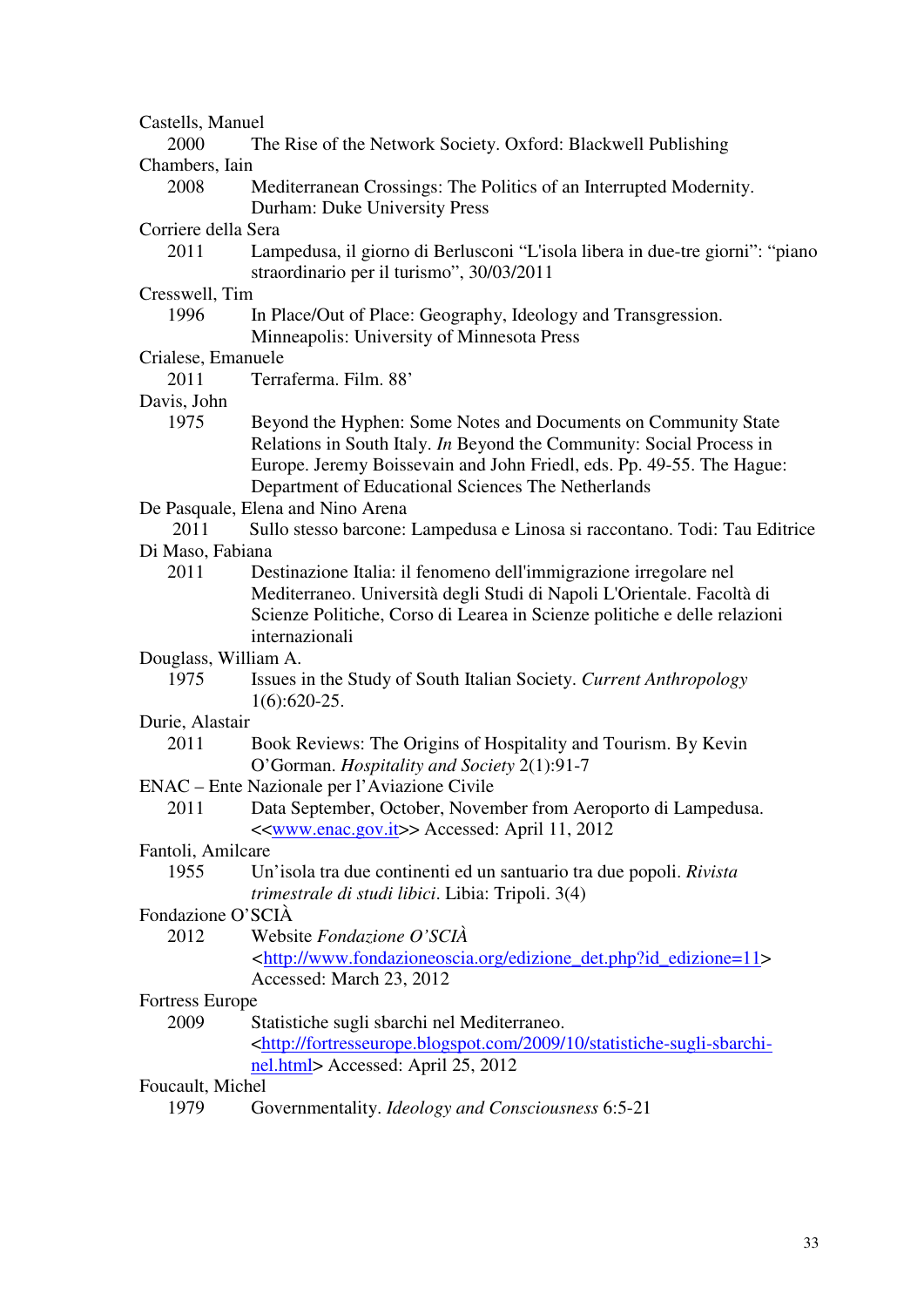Castells, Manuel
    2000 The Rise of the Network Society. Oxford: Blackwell Publishing

Chambers, Iain
    2008 Mediterranean Crossings: The Politics of an Interrupted Modernity. Durham: Duke University Press

Corriere della Sera
    2011 Lampedusa, il giorno di Berlusconi "L'isola libera in due-tre giorni": "piano straordinario per il turismo", 30/03/2011

Cresswell, Tim
    1996 In Place/Out of Place: Geography, Ideology and Transgression. Minneapolis: University of Minnesota Press

Crialese, Emanuele
    2011 Terraferma. Film. 88'

Davis, John
    1975 Beyond the Hyphen: Some Notes and Documents on Community State Relations in South Italy. *In* Beyond the Community: Social Process in Europe. Jeremy Boissevain and John Friedl, eds. Pp. 49-55. The Hague: Department of Educational Sciences The Netherlands

De Pasquale, Elena and Nino Arena
    2011 Sullo stesso barcone: Lampedusa e Linosa si raccontano. Todi: Tau Editrice

Di Maso, Fabiana
    2011 Destinazione Italia: il fenomeno dell'immigrazione irregolare nel Mediterraneo. Università degli Studi di Napoli L'Orientale. Facoltà di Scienze Politiche, Corso di Learea in Scienze politiche e delle relazioni internazionali

Douglass, William A.
    1975 Issues in the Study of South Italian Society. *Current Anthropology* 1(6):620-25.

Durie, Alastair
    2011 Book Reviews: The Origins of Hospitality and Tourism. By Kevin O'Gorman. *Hospitality and Society* 2(1):91-7

ENAC – Ente Nazionale per l'Aviazione Civile
    2011 Data September, October, November from Aeroporto di Lampedusa. <<www.enac.gov.it>> Accessed: April 11, 2012

Fantoli, Amilcare
    1955 Un'isola tra due continenti ed un santuario tra due popoli. *Rivista trimestrale di studi libici*. Libia: Tripoli. 3(4)

Fondazione O'SCIÀ
    2012 Website *Fondazione O'SCIÀ* <http://www.fondazioneoscia.org/edizione_det.php?id_edizione=11> Accessed: March 23, 2012

Fortress Europe
    2009 Statistiche sugli sbarchi nel Mediterraneo. <http://fortresseurope.blogspot.com/2009/10/statistiche-sugli-sbarchi-nel.html> Accessed: April 25, 2012

Foucault, Michel
    1979 Governmentality. *Ideology and Consciousness* 6:5-21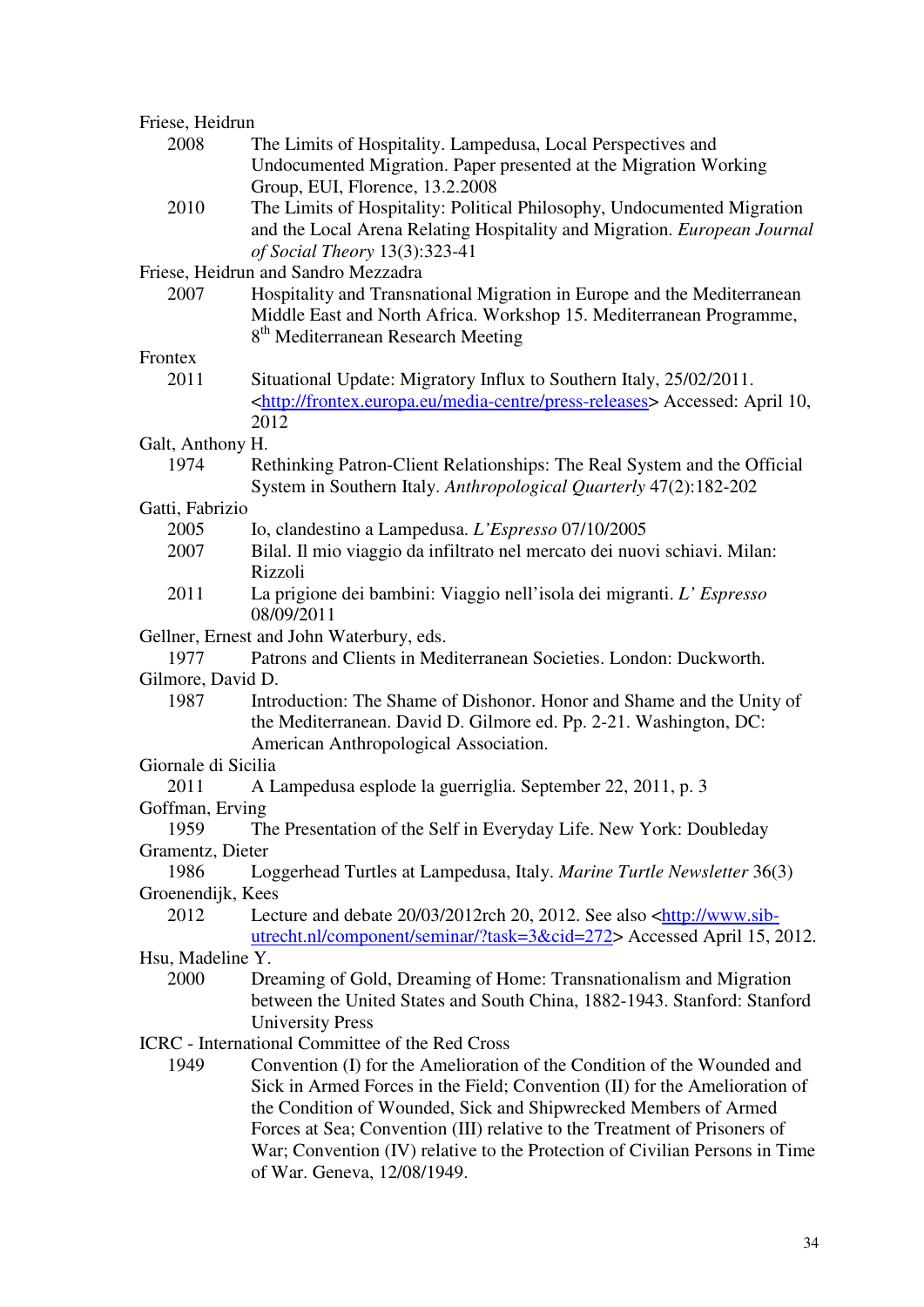Friese, Heidrun

2008 The Limits of Hospitality. Lampedusa, Local Perspectives and Undocumented Migration. Paper presented at the Migration Working Group, EUI, Florence, 13.2.2008

2010 The Limits of Hospitality: Political Philosophy, Undocumented Migration and the Local Arena Relating Hospitality and Migration. *European Journal of Social Theory* 13(3):323-41

Friese, Heidrun and Sandro Mezzadra

2007 Hospitality and Transnational Migration in Europe and the Mediterranean Middle East and North Africa. Workshop 15. Mediterranean Programme, 8th Mediterranean Research Meeting

Frontex

2011 Situational Update: Migratory Influx to Southern Italy, 25/02/2011. <http://frontex.europa.eu/media-centre/press-releases> Accessed: April 10, 2012

Galt, Anthony H.

1974 Rethinking Patron-Client Relationships: The Real System and the Official System in Southern Italy. *Anthropological Quarterly* 47(2):182-202

Gatti, Fabrizio

2005 Io, clandestino a Lampedusa. *L'Espresso* 07/10/2005

2007 Bilal. Il mio viaggio da infiltrato nel mercato dei nuovi schiavi. Milan: Rizzoli

2011 La prigione dei bambini: Viaggio nell'isola dei migranti. *L' Espresso* 08/09/2011

Gellner, Ernest and John Waterbury, eds.

1977 Patrons and Clients in Mediterranean Societies. London: Duckworth.

Gilmore, David D.

1987 Introduction: The Shame of Dishonor. Honor and Shame and the Unity of the Mediterranean. David D. Gilmore ed. Pp. 2-21. Washington, DC: American Anthropological Association.

Giornale di Sicilia

2011 A Lampedusa esplode la guerriglia. September 22, 2011, p. 3

Goffman, Erving

1959 The Presentation of the Self in Everyday Life. New York: Doubleday

Gramentz, Dieter

1986 Loggerhead Turtles at Lampedusa, Italy. *Marine Turtle Newsletter* 36(3)

Groenendijk, Kees

2012 Lecture and debate 20/03/2012rch 20, 2012. See also <http://www.sib-utrecht.nl/component/seminar/?task=3&cid=272> Accessed April 15, 2012.

Hsu, Madeline Y.

2000 Dreaming of Gold, Dreaming of Home: Transnationalism and Migration between the United States and South China, 1882-1943. Stanford: Stanford University Press

ICRC - International Committee of the Red Cross

1949 Convention (I) for the Amelioration of the Condition of the Wounded and Sick in Armed Forces in the Field; Convention (II) for the Amelioration of the Condition of Wounded, Sick and Shipwrecked Members of Armed Forces at Sea; Convention (III) relative to the Treatment of Prisoners of War; Convention (IV) relative to the Protection of Civilian Persons in Time of War. Geneva, 12/08/1949.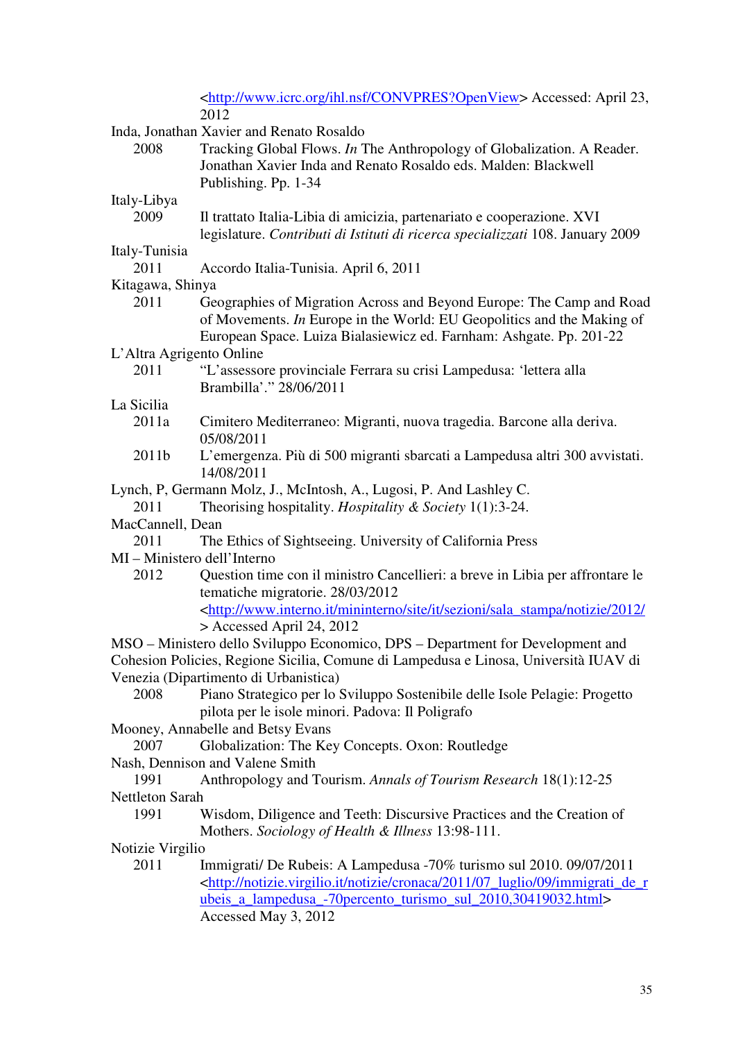<http://www.icrc.org/ihl.nsf/CONVPRES?OpenView> Accessed: April 23, 2012

Inda, Jonathan Xavier and Renato Rosaldo
2008 Tracking Global Flows. *In* The Anthropology of Globalization. A Reader. Jonathan Xavier Inda and Renato Rosaldo eds. Malden: Blackwell Publishing. Pp. 1-34

Italy-Libya
2009 Il trattato Italia-Libia di amicizia, partenariato e cooperazione. XVI legislature. *Contributi di Istituti di ricerca specializzati* 108. January 2009

Italy-Tunisia
2011 Accordo Italia-Tunisia. April 6, 2011

Kitagawa, Shinya
2011 Geographies of Migration Across and Beyond Europe: The Camp and Road of Movements. *In* Europe in the World: EU Geopolitics and the Making of European Space. Luiza Bialasiewicz ed. Farnham: Ashgate. Pp. 201-22

L'Altra Agrigento Online
2011 "L'assessore provinciale Ferrara su crisi Lampedusa: 'lettera alla Brambilla'." 28/06/2011

La Sicilia
2011a Cimitero Mediterraneo: Migranti, nuova tragedia. Barcone alla deriva. 05/08/2011
2011b L'emergenza. Più di 500 migranti sbarcati a Lampedusa altri 300 avvistati. 14/08/2011

Lynch, P, Germann Molz, J., McIntosh, A., Lugosi, P. And Lashley C.
2011 Theorising hospitality. *Hospitality & Society* 1(1):3-24.

MacCannell, Dean
2011 The Ethics of Sightseeing. University of California Press

MI – Ministero dell'Interno
2012 Question time con il ministro Cancellieri: a breve in Libia per affrontare le tematiche migratorie. 28/03/2012 <http://www.interno.it/mininterno/site/it/sezioni/sala_stampa/notizie/2012/> Accessed April 24, 2012

MSO – Ministero dello Sviluppo Economico, DPS – Department for Development and Cohesion Policies, Regione Sicilia, Comune di Lampedusa e Linosa, Università IUAV di Venezia (Dipartimento di Urbanistica)
2008 Piano Strategico per lo Sviluppo Sostenibile delle Isole Pelagie: Progetto pilota per le isole minori. Padova: Il Poligrafo

Mooney, Annabelle and Betsy Evans
2007 Globalization: The Key Concepts. Oxon: Routledge

Nash, Dennison and Valene Smith
1991 Anthropology and Tourism. *Annals of Tourism Research* 18(1):12-25

Nettleton Sarah
1991 Wisdom, Diligence and Teeth: Discursive Practices and the Creation of Mothers. *Sociology of Health & Illness* 13:98-111.

Notizie Virgilio
2011 Immigrati/ De Rubeis: A Lampedusa -70% turismo sul 2010. 09/07/2011 <http://notizie.virgilio.it/notizie/cronaca/2011/07_luglio/09/immigrati_de_rubeis_a_lampedusa_-70percento_turismo_sul_2010,30419032.html> Accessed May 3, 2012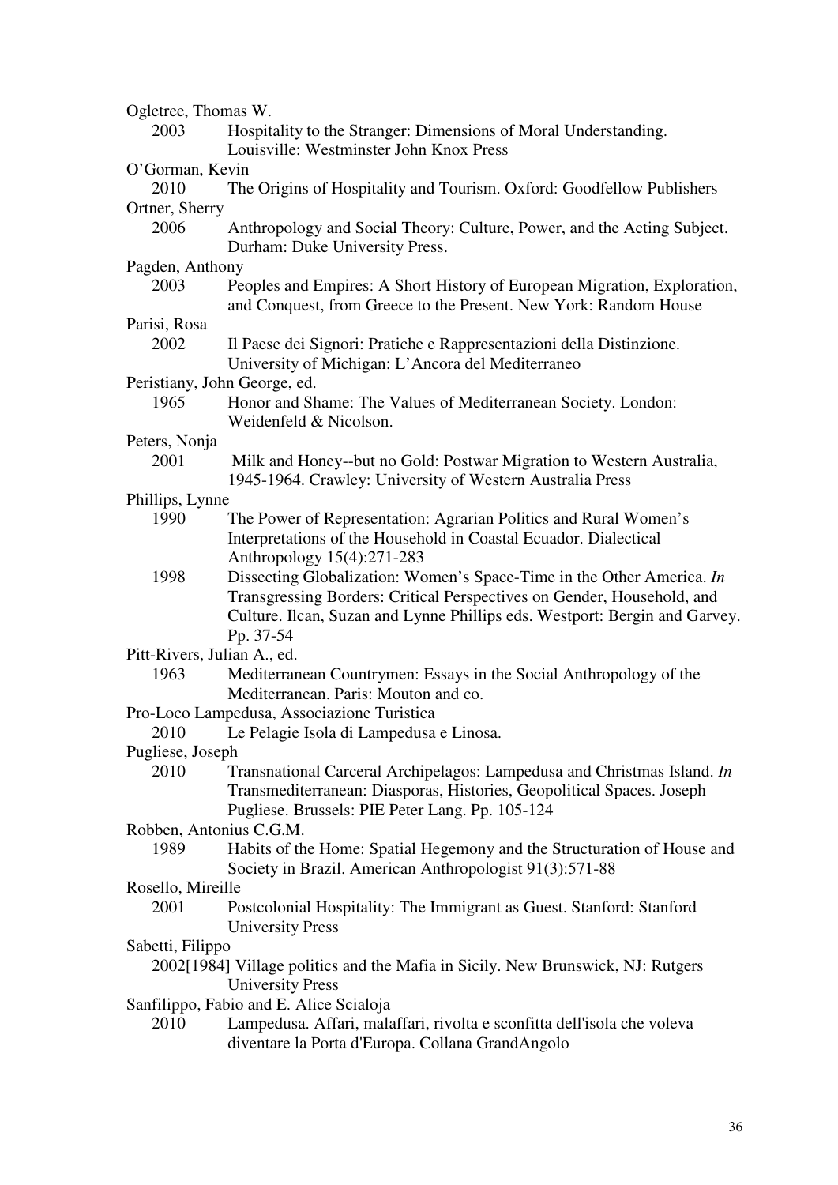Ogletree, Thomas W.

2003 Hospitality to the Stranger: Dimensions of Moral Understanding. Louisville: Westminster John Knox Press

O'Gorman, Kevin

2010 The Origins of Hospitality and Tourism. Oxford: Goodfellow Publishers

Ortner, Sherry

2006 Anthropology and Social Theory: Culture, Power, and the Acting Subject. Durham: Duke University Press.

Pagden, Anthony

2003 Peoples and Empires: A Short History of European Migration, Exploration, and Conquest, from Greece to the Present. New York: Random House

Parisi, Rosa

2002 Il Paese dei Signori: Pratiche e Rappresentazioni della Distinzione. University of Michigan: L'Ancora del Mediterraneo

Peristiany, John George, ed.

1965 Honor and Shame: The Values of Mediterranean Society. London: Weidenfeld & Nicolson.

Peters, Nonja

2001 Milk and Honey--but no Gold: Postwar Migration to Western Australia, 1945-1964. Crawley: University of Western Australia Press

Phillips, Lynne

1990 The Power of Representation: Agrarian Politics and Rural Women's Interpretations of the Household in Coastal Ecuador. Dialectical Anthropology 15(4):271-283

1998 Dissecting Globalization: Women's Space-Time in the Other America. *In* Transgressing Borders: Critical Perspectives on Gender, Household, and Culture. Ilcan, Suzan and Lynne Phillips eds. Westport: Bergin and Garvey. Pp. 37-54

Pitt-Rivers, Julian A., ed.

1963 Mediterranean Countrymen: Essays in the Social Anthropology of the Mediterranean. Paris: Mouton and co.

Pro-Loco Lampedusa, Associazione Turistica

2010 Le Pelagie Isola di Lampedusa e Linosa.

Pugliese, Joseph

2010 Transnational Carceral Archipelagos: Lampedusa and Christmas Island. *In* Transmediterranean: Diasporas, Histories, Geopolitical Spaces. Joseph Pugliese. Brussels: PIE Peter Lang. Pp. 105-124

Robben, Antonius C.G.M.

1989 Habits of the Home: Spatial Hegemony and the Structuration of House and Society in Brazil. American Anthropologist 91(3):571-88

Rosello, Mireille

2001 Postcolonial Hospitality: The Immigrant as Guest. Stanford: Stanford University Press

Sabetti, Filippo

2002[1984] Village politics and the Mafia in Sicily. New Brunswick, NJ: Rutgers University Press

Sanfilippo, Fabio and E. Alice Scialoja

2010 Lampedusa. Affari, malaffari, rivolta e sconfitta dell'isola che voleva diventare la Porta d'Europa. Collana GrandAngolo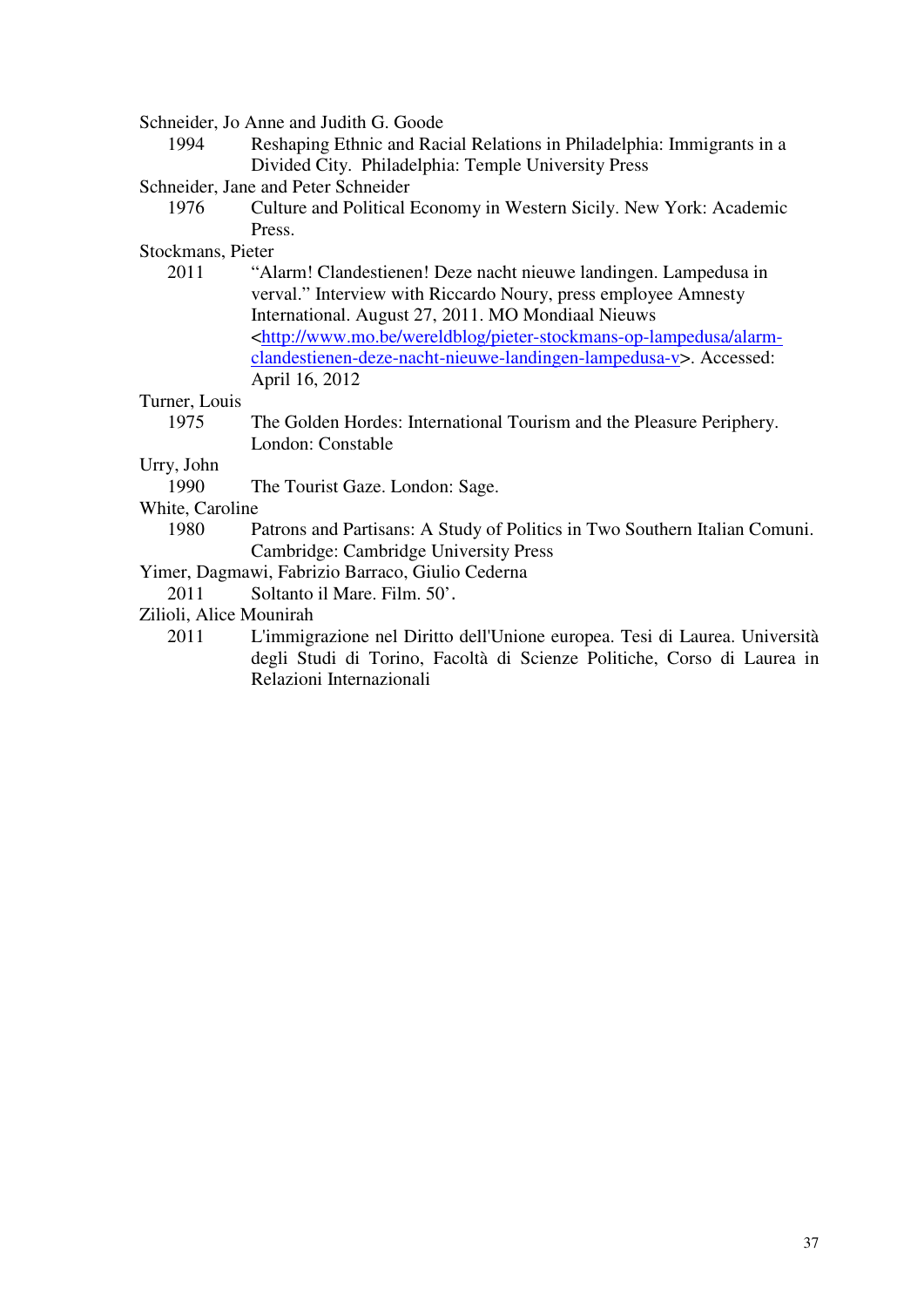Schneider, Jo Anne and Judith G. Goode

1994 Reshaping Ethnic and Racial Relations in Philadelphia: Immigrants in a Divided City. Philadelphia: Temple University Press

Schneider, Jane and Peter Schneider

1976 Culture and Political Economy in Western Sicily. New York: Academic Press.

Stockmans, Pieter

2011 "Alarm! Clandestienen! Deze nacht nieuwe landingen. Lampedusa in verval." Interview with Riccardo Noury, press employee Amnesty International. August 27, 2011. MO Mondiaal Nieuws <http://www.mo.be/wereldblog/pieter-stockmans-op-lampedusa/alarm-clandestienen-deze-nacht-nieuwe-landingen-lampedusa-v>. Accessed: April 16, 2012

Turner, Louis

1975 The Golden Hordes: International Tourism and the Pleasure Periphery. London: Constable

Urry, John

1990 The Tourist Gaze. London: Sage.

White, Caroline

1980 Patrons and Partisans: A Study of Politics in Two Southern Italian Comuni. Cambridge: Cambridge University Press

Yimer, Dagmawi, Fabrizio Barraco, Giulio Cederna

2011 Soltanto il Mare. Film. 50'.

Zilioli, Alice Mounirah

2011 L'immigrazione nel Diritto dell'Unione europea. Tesi di Laurea. Università degli Studi di Torino, Facoltà di Scienze Politiche, Corso di Laurea in Relazioni Internazionali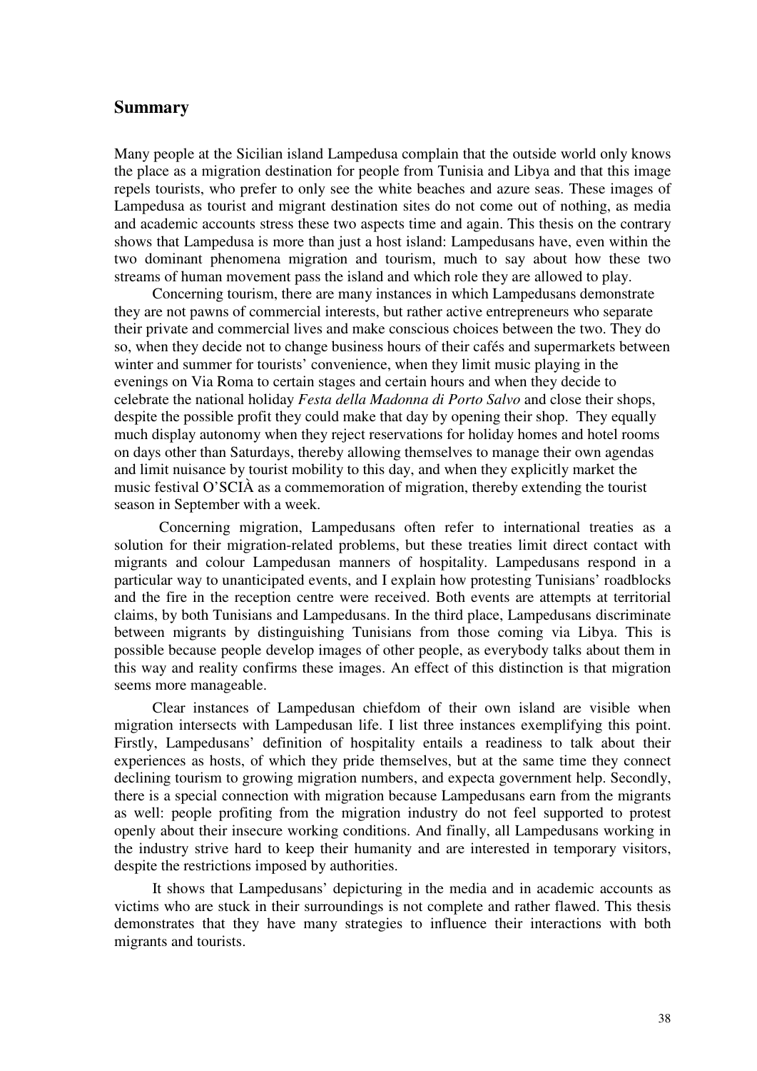## Summary

Many people at the Sicilian island Lampedusa complain that the outside world only knows the place as a migration destination for people from Tunisia and Libya and that this image repels tourists, who prefer to only see the white beaches and azure seas. These images of Lampedusa as tourist and migrant destination sites do not come out of nothing, as media and academic accounts stress these two aspects time and again. This thesis on the contrary shows that Lampedusa is more than just a host island: Lampedusans have, even within the two dominant phenomena migration and tourism, much to say about how these two streams of human movement pass the island and which role they are allowed to play.

Concerning tourism, there are many instances in which Lampedusans demonstrate they are not pawns of commercial interests, but rather active entrepreneurs who separate their private and commercial lives and make conscious choices between the two. They do so, when they decide not to change business hours of their cafés and supermarkets between winter and summer for tourists' convenience, when they limit music playing in the evenings on Via Roma to certain stages and certain hours and when they decide to celebrate the national holiday *Festa della Madonna di Porto Salvo* and close their shops, despite the possible profit they could make that day by opening their shop. They equally much display autonomy when they reject reservations for holiday homes and hotel rooms on days other than Saturdays, thereby allowing themselves to manage their own agendas and limit nuisance by tourist mobility to this day, and when they explicitly market the music festival O'SCIÀ as a commemoration of migration, thereby extending the tourist season in September with a week.

Concerning migration, Lampedusans often refer to international treaties as a solution for their migration-related problems, but these treaties limit direct contact with migrants and colour Lampedusan manners of hospitality. Lampedusans respond in a particular way to unanticipated events, and I explain how protesting Tunisians' roadblocks and the fire in the reception centre were received. Both events are attempts at territorial claims, by both Tunisians and Lampedusans. In the third place, Lampedusans discriminate between migrants by distinguishing Tunisians from those coming via Libya. This is possible because people develop images of other people, as everybody talks about them in this way and reality confirms these images. An effect of this distinction is that migration seems more manageable.

Clear instances of Lampedusan chiefdom of their own island are visible when migration intersects with Lampedusan life. I list three instances exemplifying this point. Firstly, Lampedusans' definition of hospitality entails a readiness to talk about their experiences as hosts, of which they pride themselves, but at the same time they connect declining tourism to growing migration numbers, and expecta government help. Secondly, there is a special connection with migration because Lampedusans earn from the migrants as well: people profiting from the migration industry do not feel supported to protest openly about their insecure working conditions. And finally, all Lampedusans working in the industry strive hard to keep their humanity and are interested in temporary visitors, despite the restrictions imposed by authorities.

It shows that Lampedusans' depicturing in the media and in academic accounts as victims who are stuck in their surroundings is not complete and rather flawed. This thesis demonstrates that they have many strategies to influence their interactions with both migrants and tourists.